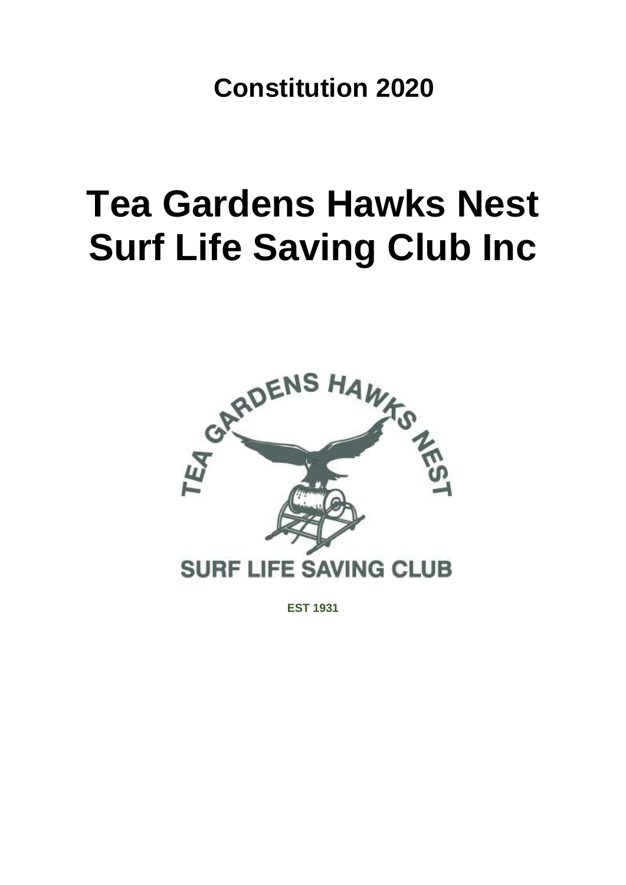**Constitution 2020**

# Tea Gardens Hawks Nest Surf Life Saving Club Inc

TEA GARDENS HAWKS NEST

SURF LIFE SAVING CLUB

**EST 1931**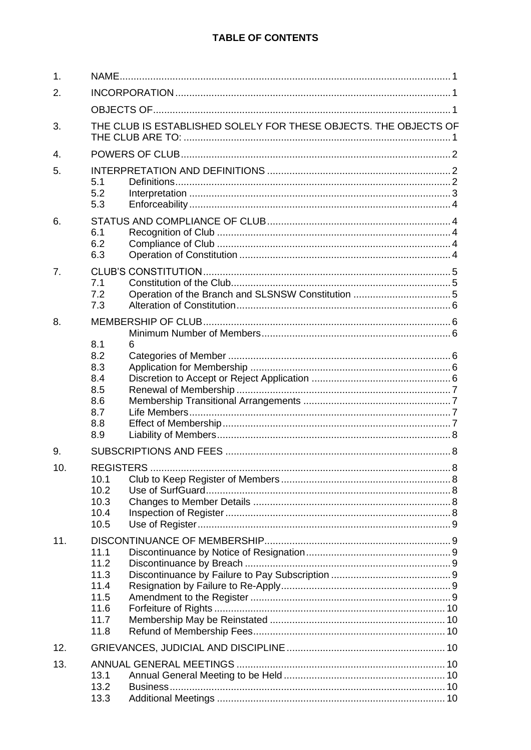**TABLE OF CONTENTS**

| | | | |
|---|---|---|---|
| 1. | NAME | | 1 |
| 2. | INCORPORATION | | 1 |
| | OBJECTS OF | | 1 |
| 3. | THE CLUB IS ESTABLISHED SOLELY FOR THESE OBJECTS. THE OBJECTS OF THE CLUB ARE TO: | | 1 |
| 4. | POWERS OF CLUB | | 2 |
| 5. | INTERPRETATION AND DEFINITIONS | | 2 |
| | 5.1 | Definitions | 2 |
| | 5.2 | Interpretation | 3 |
| | 5.3 | Enforceability | 4 |
| 6. | STATUS AND COMPLIANCE OF CLUB | | 4 |
| | 6.1 | Recognition of Club | 4 |
| | 6.2 | Compliance of Club | 4 |
| | 6.3 | Operation of Constitution | 4 |
| 7. | CLUB'S CONSTITUTION | | 5 |
| | 7.1 | Constitution of the Club | 5 |
| | 7.2 | Operation of the Branch and SLSNSW Constitution | 5 |
| | 7.3 | Alteration of Constitution | 6 |
| 8. | MEMBERSHIP OF CLUB | | 6 |
| | | Minimum Number of Members | 6 |
| | 8.1 | 6 | |
| | 8.2 | Categories of Member | 6 |
| | 8.3 | Application for Membership | 6 |
| | 8.4 | Discretion to Accept or Reject Application | 6 |
| | 8.5 | Renewal of Membership | 7 |
| | 8.6 | Membership Transitional Arrangements | 7 |
| | 8.7 | Life Members | 7 |
| | 8.8 | Effect of Membership | 7 |
| | 8.9 | Liability of Members | 8 |
| 9. | SUBSCRIPTIONS AND FEES | | 8 |
| 10. | REGISTERS | | 8 |
| | 10.1 | Club to Keep Register of Members | 8 |
| | 10.2 | Use of SurfGuard | 8 |
| | 10.3 | Changes to Member Details | 8 |
| | 10.4 | Inspection of Register | 8 |
| | 10.5 | Use of Register | 9 |
| 11. | DISCONTINUANCE OF MEMBERSHIP | | 9 |
| | 11.1 | Discontinuance by Notice of Resignation | 9 |
| | 11.2 | Discontinuance by Breach | 9 |
| | 11.3 | Discontinuance by Failure to Pay Subscription | 9 |
| | 11.4 | Resignation by Failure to Re-Apply | 9 |
| | 11.5 | Amendment to the Register | 9 |
| | 11.6 | Forfeiture of Rights | 10 |
| | 11.7 | Membership May be Reinstated | 10 |
| | 11.8 | Refund of Membership Fees | 10 |
| 12. | GRIEVANCES, JUDICIAL AND DISCIPLINE | | 10 |
| 13. | ANNUAL GENERAL MEETINGS | | 10 |
| | 13.1 | Annual General Meeting to be Held | 10 |
| | 13.2 | Business | 10 |
| | 13.3 | Additional Meetings | 10 |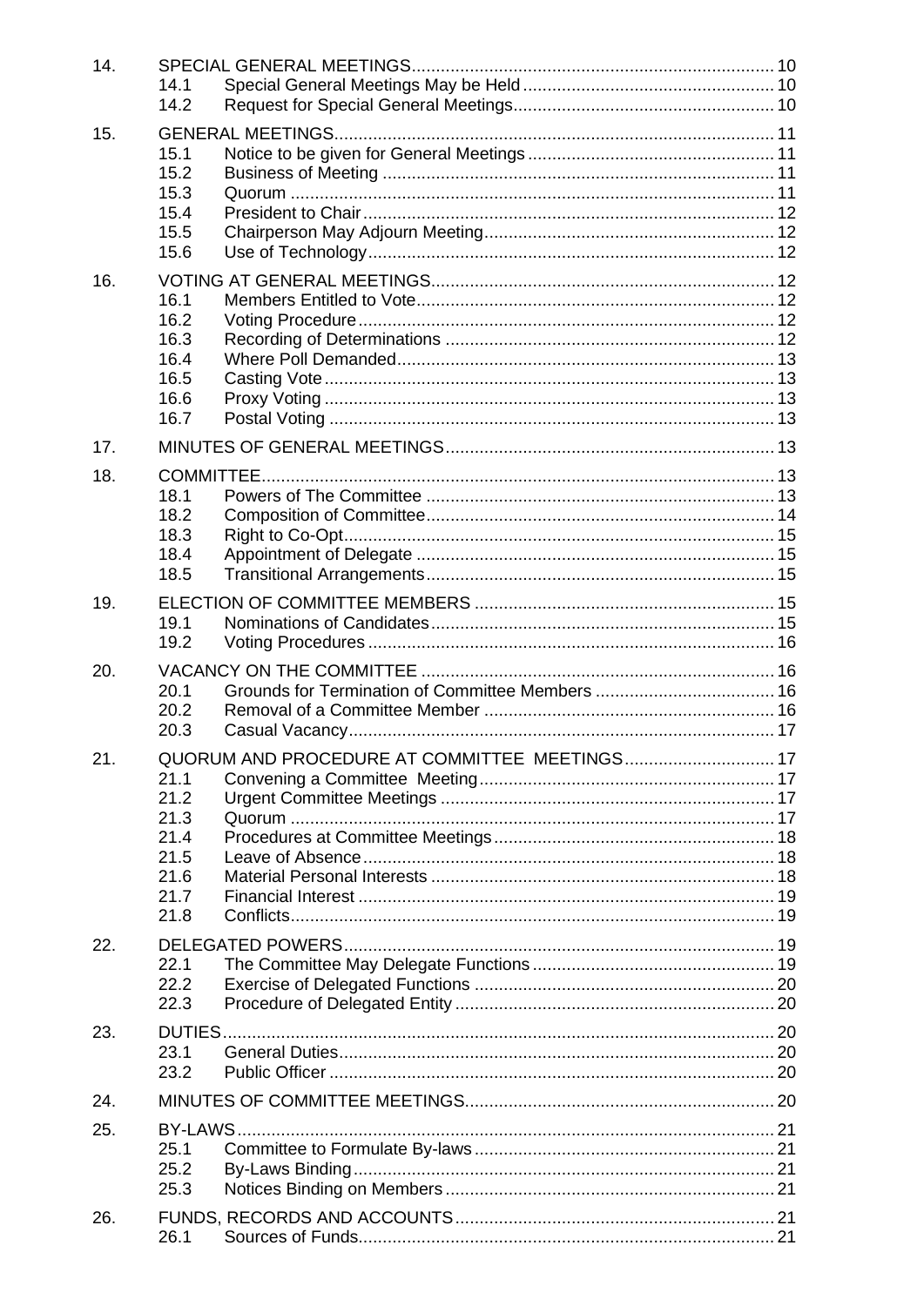| | | | |
|---|---|---|---|
| 14. | SPECIAL GENERAL MEETINGS | | 10 |
| | 14.1 | Special General Meetings May be Held | 10 |
| | 14.2 | Request for Special General Meetings | 10 |
| 15. | GENERAL MEETINGS | | 11 |
| | 15.1 | Notice to be given for General Meetings | 11 |
| | 15.2 | Business of Meeting | 11 |
| | 15.3 | Quorum | 11 |
| | 15.4 | President to Chair | 12 |
| | 15.5 | Chairperson May Adjourn Meeting | 12 |
| | 15.6 | Use of Technology | 12 |
| 16. | VOTING AT GENERAL MEETINGS | | 12 |
| | 16.1 | Members Entitled to Vote | 12 |
| | 16.2 | Voting Procedure | 12 |
| | 16.3 | Recording of Determinations | 12 |
| | 16.4 | Where Poll Demanded | 13 |
| | 16.5 | Casting Vote | 13 |
| | 16.6 | Proxy Voting | 13 |
| | 16.7 | Postal Voting | 13 |
| 17. | MINUTES OF GENERAL MEETINGS | | 13 |
| 18. | COMMITTEE | | 13 |
| | 18.1 | Powers of The Committee | 13 |
| | 18.2 | Composition of Committee | 14 |
| | 18.3 | Right to Co-Opt | 15 |
| | 18.4 | Appointment of Delegate | 15 |
| | 18.5 | Transitional Arrangements | 15 |
| 19. | ELECTION OF COMMITTEE MEMBERS | | 15 |
| | 19.1 | Nominations of Candidates | 15 |
| | 19.2 | Voting Procedures | 16 |
| 20. | VACANCY ON THE COMMITTEE | | 16 |
| | 20.1 | Grounds for Termination of Committee Members | 16 |
| | 20.2 | Removal of a Committee Member | 16 |
| | 20.3 | Casual Vacancy | 17 |
| 21. | QUORUM AND PROCEDURE AT COMMITTEE MEETINGS | | 17 |
| | 21.1 | Convening a Committee Meeting | 17 |
| | 21.2 | Urgent Committee Meetings | 17 |
| | 21.3 | Quorum | 17 |
| | 21.4 | Procedures at Committee Meetings | 18 |
| | 21.5 | Leave of Absence | 18 |
| | 21.6 | Material Personal Interests | 18 |
| | 21.7 | Financial Interest | 19 |
| | 21.8 | Conflicts | 19 |
| 22. | DELEGATED POWERS | | 19 |
| | 22.1 | The Committee May Delegate Functions | 19 |
| | 22.2 | Exercise of Delegated Functions | 20 |
| | 22.3 | Procedure of Delegated Entity | 20 |
| 23. | DUTIES | | 20 |
| | 23.1 | General Duties | 20 |
| | 23.2 | Public Officer | 20 |
| 24. | MINUTES OF COMMITTEE MEETINGS | | 20 |
| 25. | BY-LAWS | | 21 |
| | 25.1 | Committee to Formulate By-laws | 21 |
| | 25.2 | By-Laws Binding | 21 |
| | 25.3 | Notices Binding on Members | 21 |
| 26. | FUNDS, RECORDS AND ACCOUNTS | | 21 |
| | 26.1 | Sources of Funds | 21 |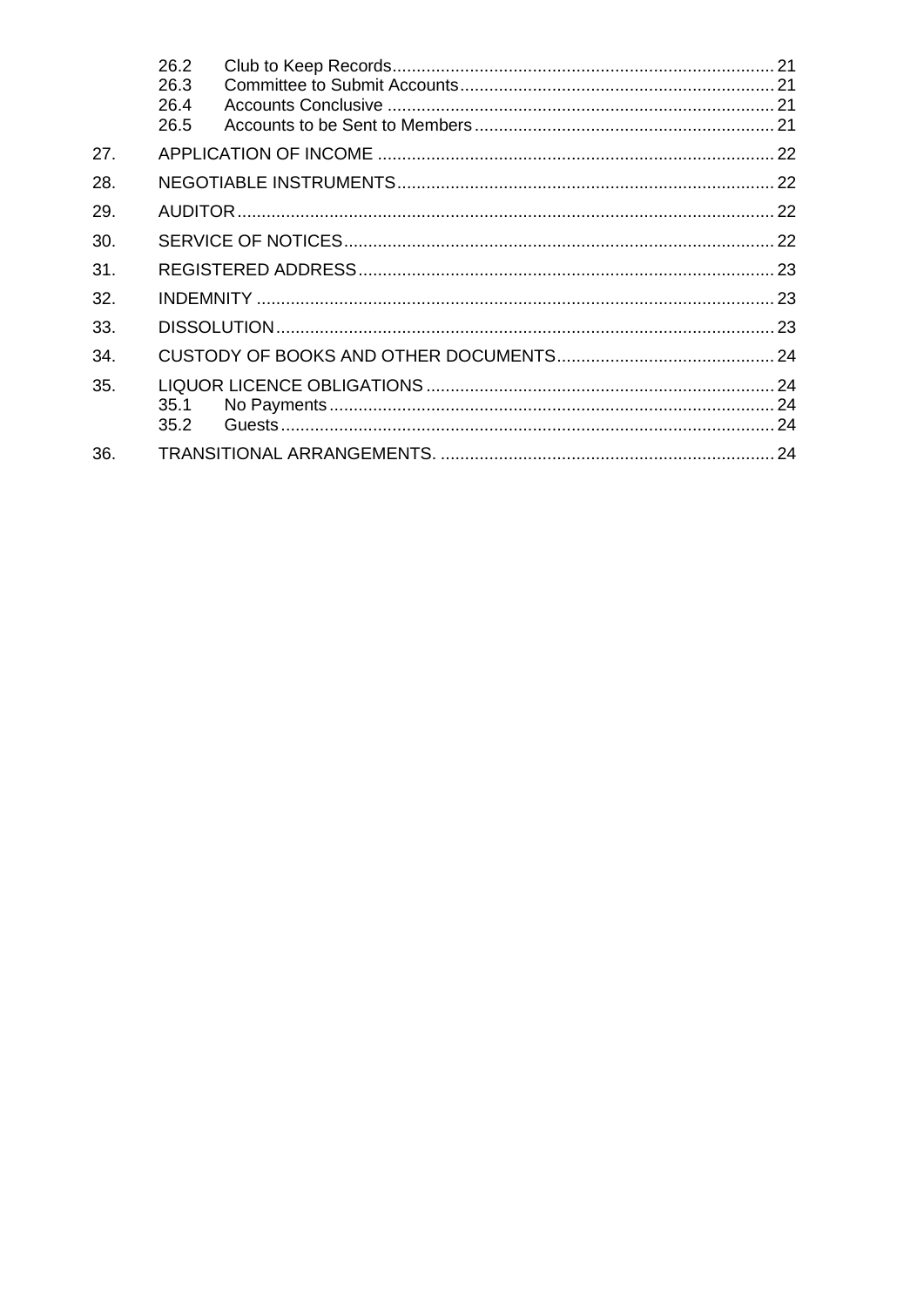| | | | |
|---|---|---|---|
| | 26.2 | Club to Keep Records | 21 |
| | 26.3 | Committee to Submit Accounts | 21 |
| | 26.4 | Accounts Conclusive | 21 |
| | 26.5 | Accounts to be Sent to Members | 21 |
| 27. | APPLICATION OF INCOME | | 22 |
| 28. | NEGOTIABLE INSTRUMENTS | | 22 |
| 29. | AUDITOR | | 22 |
| 30. | SERVICE OF NOTICES | | 22 |
| 31. | REGISTERED ADDRESS | | 23 |
| 32. | INDEMNITY | | 23 |
| 33. | DISSOLUTION | | 23 |
| 34. | CUSTODY OF BOOKS AND OTHER DOCUMENTS | | 24 |
| 35. | LIQUOR LICENCE OBLIGATIONS | | 24 |
| | 35.1 | No Payments | 24 |
| | 35.2 | Guests | 24 |
| 36. | TRANSITIONAL ARRANGEMENTS. | | 24 |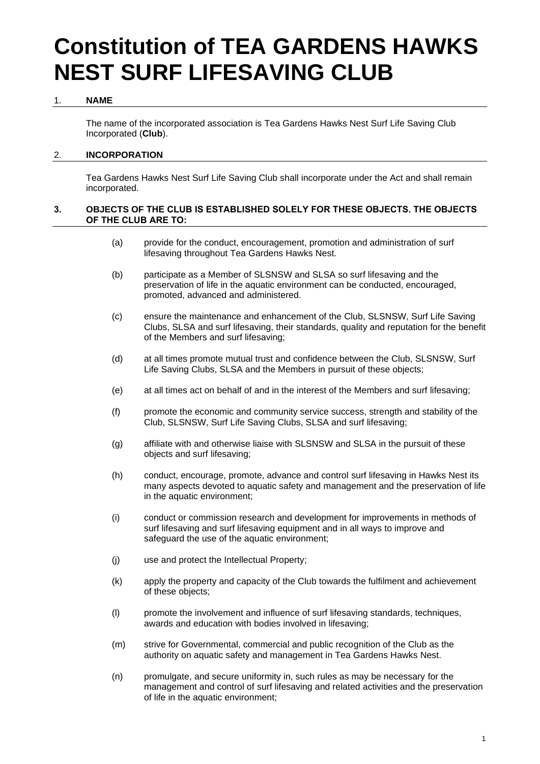# Constitution of TEA GARDENS HAWKS NEST SURF LIFESAVING CLUB

## 1. NAME

The name of the incorporated association is Tea Gardens Hawks Nest Surf Life Saving Club Incorporated (**Club**).

## 2. INCORPORATION

Tea Gardens Hawks Nest Surf Life Saving Club shall incorporate under the Act and shall remain incorporated.

## 3. OBJECTS OF THE CLUB IS ESTABLISHED SOLELY FOR THESE OBJECTS. THE OBJECTS OF THE CLUB ARE TO:

(a) provide for the conduct, encouragement, promotion and administration of surf lifesaving throughout Tea Gardens Hawks Nest.

(b) participate as a Member of SLSNSW and SLSA so surf lifesaving and the preservation of life in the aquatic environment can be conducted, encouraged, promoted, advanced and administered.

(c) ensure the maintenance and enhancement of the Club, SLSNSW, Surf Life Saving Clubs, SLSA and surf lifesaving, their standards, quality and reputation for the benefit of the Members and surf lifesaving;

(d) at all times promote mutual trust and confidence between the Club, SLSNSW, Surf Life Saving Clubs, SLSA and the Members in pursuit of these objects;

(e) at all times act on behalf of and in the interest of the Members and surf lifesaving;

(f) promote the economic and community service success, strength and stability of the Club, SLSNSW, Surf Life Saving Clubs, SLSA and surf lifesaving;

(g) affiliate with and otherwise liaise with SLSNSW and SLSA in the pursuit of these objects and surf lifesaving;

(h) conduct, encourage, promote, advance and control surf lifesaving in Hawks Nest its many aspects devoted to aquatic safety and management and the preservation of life in the aquatic environment;

(i) conduct or commission research and development for improvements in methods of surf lifesaving and surf lifesaving equipment and in all ways to improve and safeguard the use of the aquatic environment;

(j) use and protect the Intellectual Property;

(k) apply the property and capacity of the Club towards the fulfilment and achievement of these objects;

(l) promote the involvement and influence of surf lifesaving standards, techniques, awards and education with bodies involved in lifesaving;

(m) strive for Governmental, commercial and public recognition of the Club as the authority on aquatic safety and management in Tea Gardens Hawks Nest.

(n) promulgate, and secure uniformity in, such rules as may be necessary for the management and control of surf lifesaving and related activities and the preservation of life in the aquatic environment;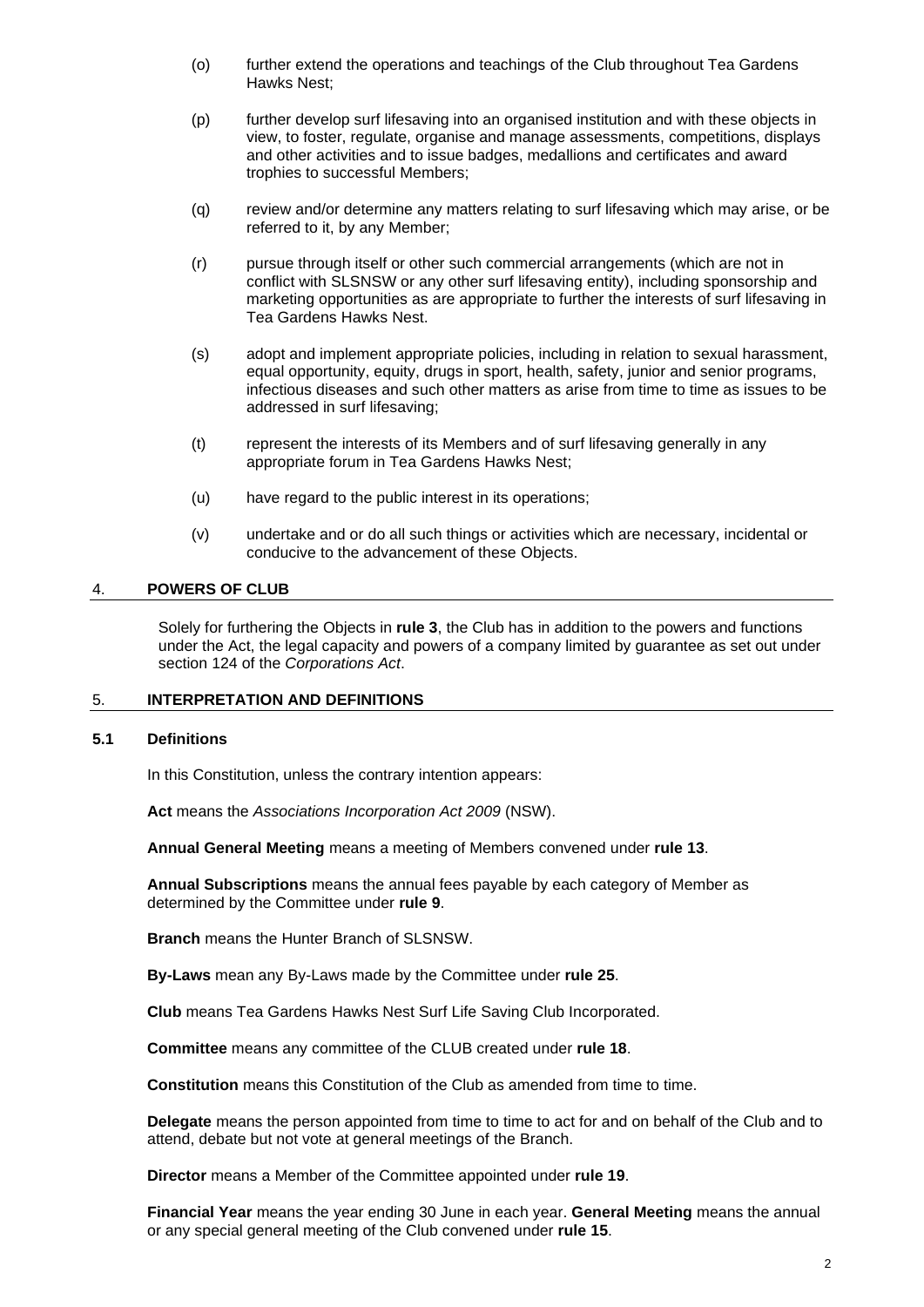(o) further extend the operations and teachings of the Club throughout Tea Gardens Hawks Nest;

(p) further develop surf lifesaving into an organised institution and with these objects in view, to foster, regulate, organise and manage assessments, competitions, displays and other activities and to issue badges, medallions and certificates and award trophies to successful Members;

(q) review and/or determine any matters relating to surf lifesaving which may arise, or be referred to it, by any Member;

(r) pursue through itself or other such commercial arrangements (which are not in conflict with SLSNSW or any other surf lifesaving entity), including sponsorship and marketing opportunities as are appropriate to further the interests of surf lifesaving in Tea Gardens Hawks Nest.

(s) adopt and implement appropriate policies, including in relation to sexual harassment, equal opportunity, equity, drugs in sport, health, safety, junior and senior programs, infectious diseases and such other matters as arise from time to time as issues to be addressed in surf lifesaving;

(t) represent the interests of its Members and of surf lifesaving generally in any appropriate forum in Tea Gardens Hawks Nest;

(u) have regard to the public interest in its operations;

(v) undertake and or do all such things or activities which are necessary, incidental or conducive to the advancement of these Objects.

## 4. POWERS OF CLUB

Solely for furthering the Objects in **rule 3**, the Club has in addition to the powers and functions under the Act, the legal capacity and powers of a company limited by guarantee as set out under section 124 of the *Corporations Act*.

## 5. INTERPRETATION AND DEFINITIONS

### 5.1 Definitions

In this Constitution, unless the contrary intention appears:

**Act** means the *Associations Incorporation Act 2009* (NSW).

**Annual General Meeting** means a meeting of Members convened under **rule 13**.

**Annual Subscriptions** means the annual fees payable by each category of Member as determined by the Committee under **rule 9**.

**Branch** means the Hunter Branch of SLSNSW.

**By-Laws** mean any By-Laws made by the Committee under **rule 25**.

**Club** means Tea Gardens Hawks Nest Surf Life Saving Club Incorporated.

**Committee** means any committee of the CLUB created under **rule 18**.

**Constitution** means this Constitution of the Club as amended from time to time.

**Delegate** means the person appointed from time to time to act for and on behalf of the Club and to attend, debate but not vote at general meetings of the Branch.

**Director** means a Member of the Committee appointed under **rule 19**.

**Financial Year** means the year ending 30 June in each year. **General Meeting** means the annual or any special general meeting of the Club convened under **rule 15**.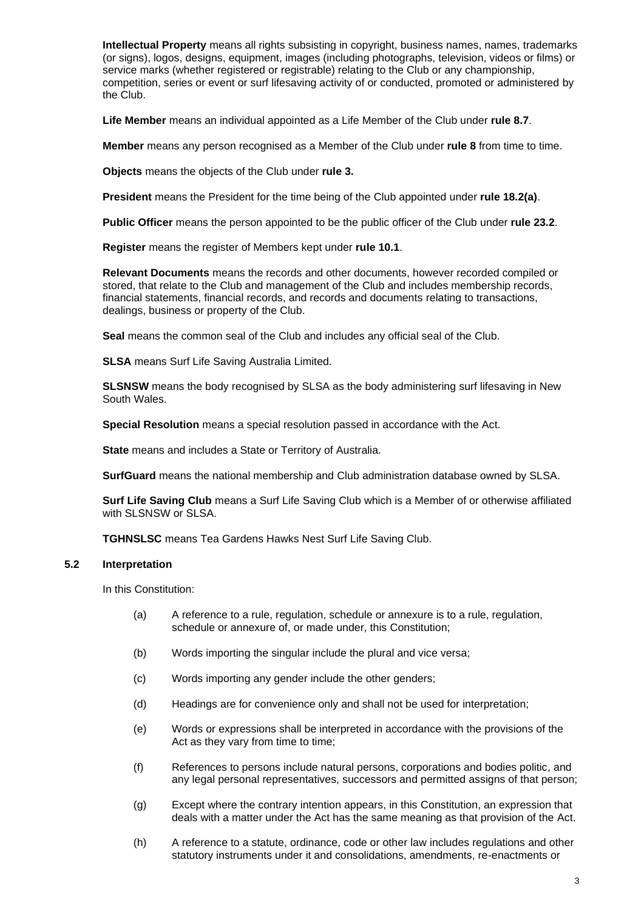**Intellectual Property** means all rights subsisting in copyright, business names, names, trademarks (or signs), logos, designs, equipment, images (including photographs, television, videos or films) or service marks (whether registered or registrable) relating to the Club or any championship, competition, series or event or surf lifesaving activity of or conducted, promoted or administered by the Club.

**Life Member** means an individual appointed as a Life Member of the Club under **rule 8.7**.

**Member** means any person recognised as a Member of the Club under **rule 8** from time to time.

**Objects** means the objects of the Club under **rule 3.**

**President** means the President for the time being of the Club appointed under **rule 18.2(a)**.

**Public Officer** means the person appointed to be the public officer of the Club under **rule 23.2**.

**Register** means the register of Members kept under **rule 10.1**.

**Relevant Documents** means the records and other documents, however recorded compiled or stored, that relate to the Club and management of the Club and includes membership records, financial statements, financial records, and records and documents relating to transactions, dealings, business or property of the Club.

**Seal** means the common seal of the Club and includes any official seal of the Club.

**SLSA** means Surf Life Saving Australia Limited.

**SLSNSW** means the body recognised by SLSA as the body administering surf lifesaving in New South Wales.

**Special Resolution** means a special resolution passed in accordance with the Act.

**State** means and includes a State or Territory of Australia.

**SurfGuard** means the national membership and Club administration database owned by SLSA.

**Surf Life Saving Club** means a Surf Life Saving Club which is a Member of or otherwise affiliated with SLSNSW or SLSA.

**TGHNSLSC** means Tea Gardens Hawks Nest Surf Life Saving Club.

### 5.2 Interpretation

In this Constitution:

(a) A reference to a rule, regulation, schedule or annexure is to a rule, regulation, schedule or annexure of, or made under, this Constitution;

(b) Words importing the singular include the plural and vice versa;

(c) Words importing any gender include the other genders;

(d) Headings are for convenience only and shall not be used for interpretation;

(e) Words or expressions shall be interpreted in accordance with the provisions of the Act as they vary from time to time;

(f) References to persons include natural persons, corporations and bodies politic, and any legal personal representatives, successors and permitted assigns of that person;

(g) Except where the contrary intention appears, in this Constitution, an expression that deals with a matter under the Act has the same meaning as that provision of the Act.

(h) A reference to a statute, ordinance, code or other law includes regulations and other statutory instruments under it and consolidations, amendments, re-enactments or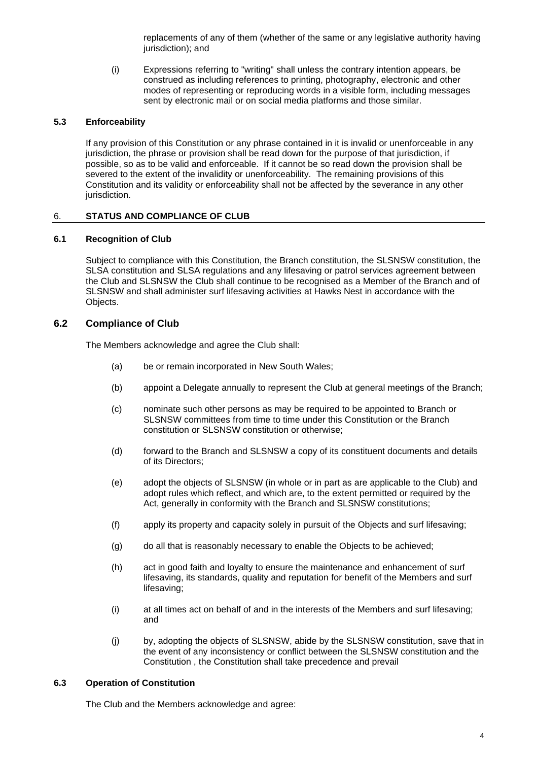replacements of any of them (whether of the same or any legislative authority having jurisdiction); and

(i) Expressions referring to "writing" shall unless the contrary intention appears, be construed as including references to printing, photography, electronic and other modes of representing or reproducing words in a visible form, including messages sent by electronic mail or on social media platforms and those similar.

### 5.3 Enforceability

If any provision of this Constitution or any phrase contained in it is invalid or unenforceable in any jurisdiction, the phrase or provision shall be read down for the purpose of that jurisdiction, if possible, so as to be valid and enforceable. If it cannot be so read down the provision shall be severed to the extent of the invalidity or unenforceability. The remaining provisions of this Constitution and its validity or enforceability shall not be affected by the severance in any other jurisdiction.

## 6. STATUS AND COMPLIANCE OF CLUB

### 6.1 Recognition of Club

Subject to compliance with this Constitution, the Branch constitution, the SLSNSW constitution, the SLSA constitution and SLSA regulations and any lifesaving or patrol services agreement between the Club and SLSNSW the Club shall continue to be recognised as a Member of the Branch and of SLSNSW and shall administer surf lifesaving activities at Hawks Nest in accordance with the Objects.

### 6.2 Compliance of Club

The Members acknowledge and agree the Club shall:

(a) be or remain incorporated in New South Wales;

(b) appoint a Delegate annually to represent the Club at general meetings of the Branch;

(c) nominate such other persons as may be required to be appointed to Branch or SLSNSW committees from time to time under this Constitution or the Branch constitution or SLSNSW constitution or otherwise;

(d) forward to the Branch and SLSNSW a copy of its constituent documents and details of its Directors;

(e) adopt the objects of SLSNSW (in whole or in part as are applicable to the Club) and adopt rules which reflect, and which are, to the extent permitted or required by the Act, generally in conformity with the Branch and SLSNSW constitutions;

(f) apply its property and capacity solely in pursuit of the Objects and surf lifesaving;

(g) do all that is reasonably necessary to enable the Objects to be achieved;

(h) act in good faith and loyalty to ensure the maintenance and enhancement of surf lifesaving, its standards, quality and reputation for benefit of the Members and surf lifesaving;

(i) at all times act on behalf of and in the interests of the Members and surf lifesaving; and

(j) by, adopting the objects of SLSNSW, abide by the SLSNSW constitution, save that in the event of any inconsistency or conflict between the SLSNSW constitution and the Constitution , the Constitution shall take precedence and prevail

### 6.3 Operation of Constitution

The Club and the Members acknowledge and agree: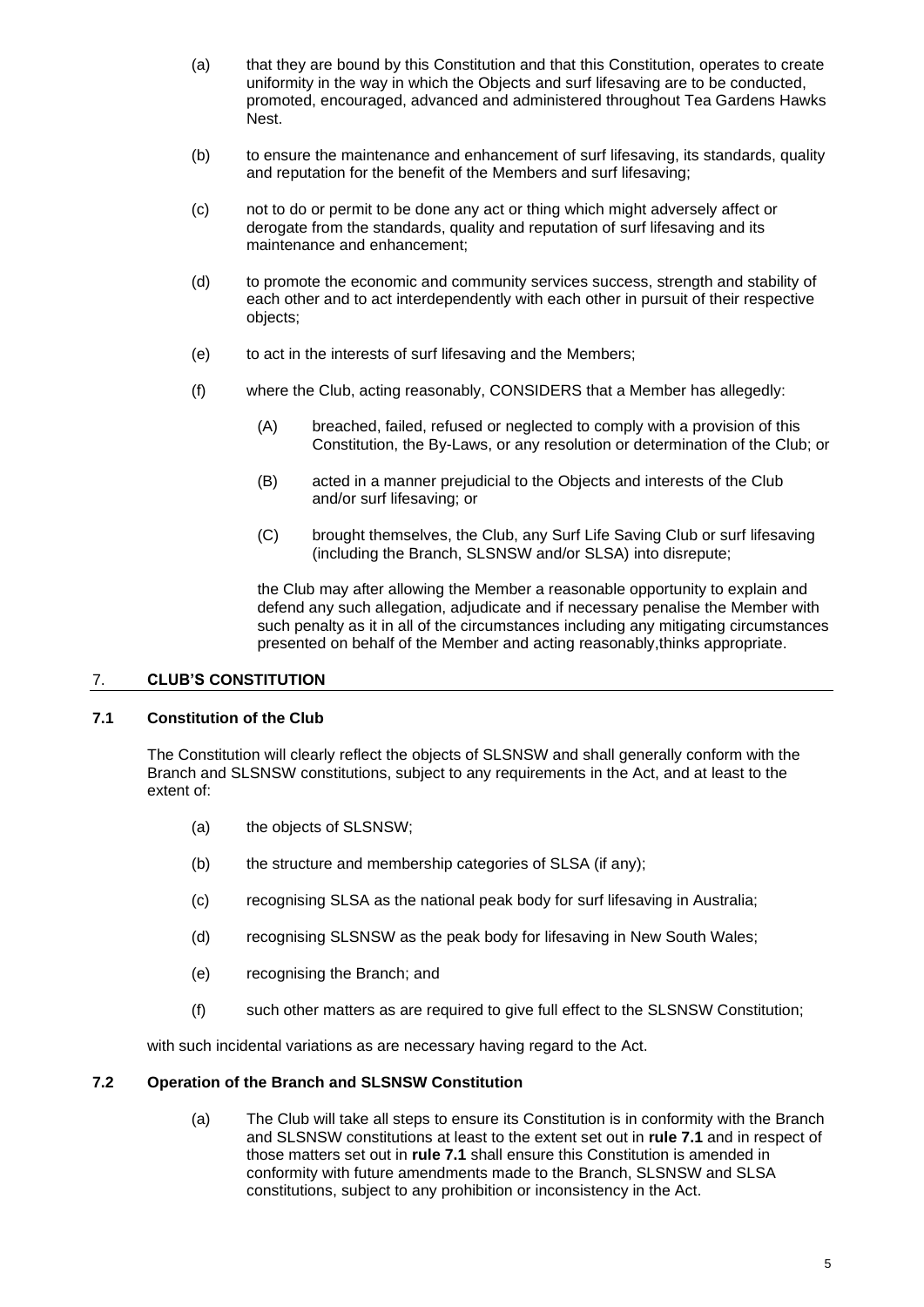(a) that they are bound by this Constitution and that this Constitution, operates to create uniformity in the way in which the Objects and surf lifesaving are to be conducted, promoted, encouraged, advanced and administered throughout Tea Gardens Hawks Nest.

(b) to ensure the maintenance and enhancement of surf lifesaving, its standards, quality and reputation for the benefit of the Members and surf lifesaving;

(c) not to do or permit to be done any act or thing which might adversely affect or derogate from the standards, quality and reputation of surf lifesaving and its maintenance and enhancement;

(d) to promote the economic and community services success, strength and stability of each other and to act interdependently with each other in pursuit of their respective objects;

(e) to act in the interests of surf lifesaving and the Members;

(f) where the Club, acting reasonably, CONSIDERS that a Member has allegedly:

   (A) breached, failed, refused or neglected to comply with a provision of this Constitution, the By-Laws, or any resolution or determination of the Club; or

   (B) acted in a manner prejudicial to the Objects and interests of the Club and/or surf lifesaving; or

   (C) brought themselves, the Club, any Surf Life Saving Club or surf lifesaving (including the Branch, SLSNSW and/or SLSA) into disrepute;

   the Club may after allowing the Member a reasonable opportunity to explain and defend any such allegation, adjudicate and if necessary penalise the Member with such penalty as it in all of the circumstances including any mitigating circumstances presented on behalf of the Member and acting reasonably,thinks appropriate.

## 7. CLUB'S CONSTITUTION

### 7.1 Constitution of the Club

The Constitution will clearly reflect the objects of SLSNSW and shall generally conform with the Branch and SLSNSW constitutions, subject to any requirements in the Act, and at least to the extent of:

(a) the objects of SLSNSW;

(b) the structure and membership categories of SLSA (if any);

(c) recognising SLSA as the national peak body for surf lifesaving in Australia;

(d) recognising SLSNSW as the peak body for lifesaving in New South Wales;

(e) recognising the Branch; and

(f) such other matters as are required to give full effect to the SLSNSW Constitution;

with such incidental variations as are necessary having regard to the Act.

### 7.2 Operation of the Branch and SLSNSW Constitution

(a) The Club will take all steps to ensure its Constitution is in conformity with the Branch and SLSNSW constitutions at least to the extent set out in **rule 7.1** and in respect of those matters set out in **rule 7.1** shall ensure this Constitution is amended in conformity with future amendments made to the Branch, SLSNSW and SLSA constitutions, subject to any prohibition or inconsistency in the Act.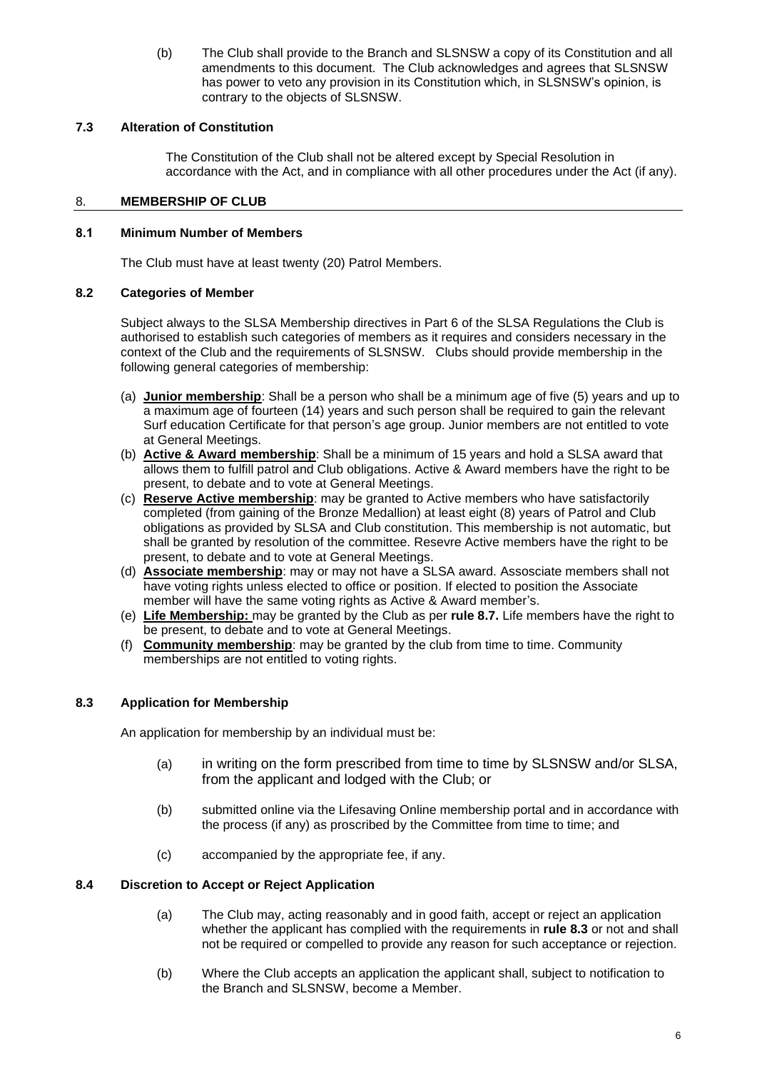(b) The Club shall provide to the Branch and SLSNSW a copy of its Constitution and all amendments to this document. The Club acknowledges and agrees that SLSNSW has power to veto any provision in its Constitution which, in SLSNSW's opinion, is contrary to the objects of SLSNSW.

### 7.3 Alteration of Constitution

The Constitution of the Club shall not be altered except by Special Resolution in accordance with the Act, and in compliance with all other procedures under the Act (if any).

## 8. MEMBERSHIP OF CLUB

### 8.1 Minimum Number of Members

The Club must have at least twenty (20) Patrol Members.

### 8.2 Categories of Member

Subject always to the SLSA Membership directives in Part 6 of the SLSA Regulations the Club is authorised to establish such categories of members as it requires and considers necessary in the context of the Club and the requirements of SLSNSW. Clubs should provide membership in the following general categories of membership:

(a) **Junior membership**: Shall be a person who shall be a minimum age of five (5) years and up to a maximum age of fourteen (14) years and such person shall be required to gain the relevant Surf education Certificate for that person's age group. Junior members are not entitled to vote at General Meetings.

(b) **Active & Award membership**: Shall be a minimum of 15 years and hold a SLSA award that allows them to fulfill patrol and Club obligations. Active & Award members have the right to be present, to debate and to vote at General Meetings.

(c) **Reserve Active membership**: may be granted to Active members who have satisfactorily completed (from gaining of the Bronze Medallion) at least eight (8) years of Patrol and Club obligations as provided by SLSA and Club constitution. This membership is not automatic, but shall be granted by resolution of the committee. Resevre Active members have the right to be present, to debate and to vote at General Meetings.

(d) **Associate membership**: may or may not have a SLSA award. Assosciate members shall not have voting rights unless elected to office or position. If elected to position the Associate member will have the same voting rights as Active & Award member's.

(e) **Life Membership:** may be granted by the Club as per **rule 8.7.** Life members have the right to be present, to debate and to vote at General Meetings.

(f) **Community membership**: may be granted by the club from time to time. Community memberships are not entitled to voting rights.

### 8.3 Application for Membership

An application for membership by an individual must be:

(a) in writing on the form prescribed from time to time by SLSNSW and/or SLSA, from the applicant and lodged with the Club; or

(b) submitted online via the Lifesaving Online membership portal and in accordance with the process (if any) as proscribed by the Committee from time to time; and

(c) accompanied by the appropriate fee, if any.

### 8.4 Discretion to Accept or Reject Application

(a) The Club may, acting reasonably and in good faith, accept or reject an application whether the applicant has complied with the requirements in **rule 8.3** or not and shall not be required or compelled to provide any reason for such acceptance or rejection.

(b) Where the Club accepts an application the applicant shall, subject to notification to the Branch and SLSNSW, become a Member.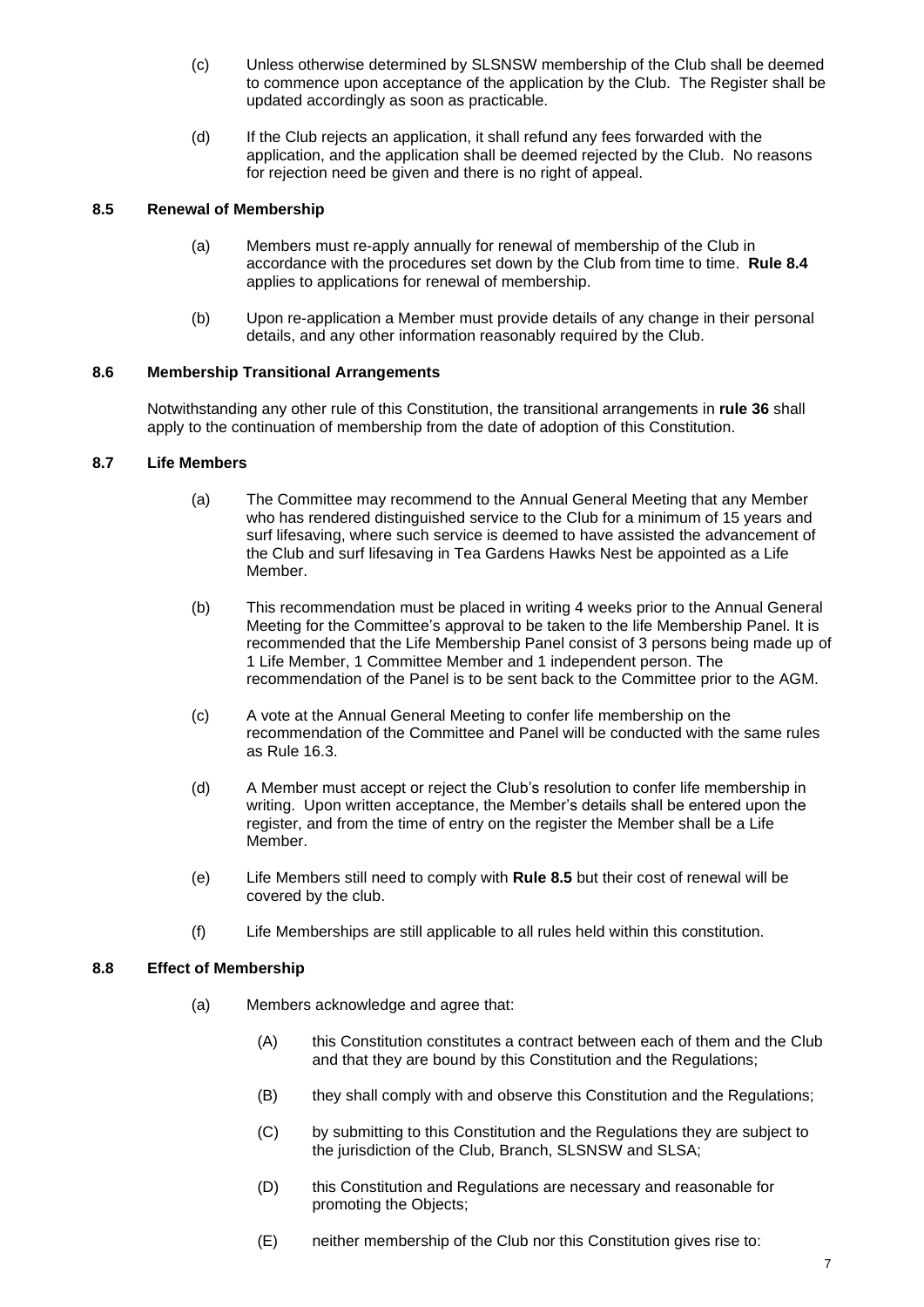(c) Unless otherwise determined by SLSNSW membership of the Club shall be deemed to commence upon acceptance of the application by the Club. The Register shall be updated accordingly as soon as practicable.

(d) If the Club rejects an application, it shall refund any fees forwarded with the application, and the application shall be deemed rejected by the Club. No reasons for rejection need be given and there is no right of appeal.

### 8.5 Renewal of Membership

(a) Members must re-apply annually for renewal of membership of the Club in accordance with the procedures set down by the Club from time to time. **Rule 8.4** applies to applications for renewal of membership.

(b) Upon re-application a Member must provide details of any change in their personal details, and any other information reasonably required by the Club.

### 8.6 Membership Transitional Arrangements

Notwithstanding any other rule of this Constitution, the transitional arrangements in **rule 36** shall apply to the continuation of membership from the date of adoption of this Constitution.

### 8.7 Life Members

(a) The Committee may recommend to the Annual General Meeting that any Member who has rendered distinguished service to the Club for a minimum of 15 years and surf lifesaving, where such service is deemed to have assisted the advancement of the Club and surf lifesaving in Tea Gardens Hawks Nest be appointed as a Life Member.

(b) This recommendation must be placed in writing 4 weeks prior to the Annual General Meeting for the Committee's approval to be taken to the life Membership Panel. It is recommended that the Life Membership Panel consist of 3 persons being made up of 1 Life Member, 1 Committee Member and 1 independent person. The recommendation of the Panel is to be sent back to the Committee prior to the AGM.

(c) A vote at the Annual General Meeting to confer life membership on the recommendation of the Committee and Panel will be conducted with the same rules as Rule 16.3.

(d) A Member must accept or reject the Club's resolution to confer life membership in writing. Upon written acceptance, the Member's details shall be entered upon the register, and from the time of entry on the register the Member shall be a Life Member.

(e) Life Members still need to comply with **Rule 8.5** but their cost of renewal will be covered by the club.

(f) Life Memberships are still applicable to all rules held within this constitution.

### 8.8 Effect of Membership

(a) Members acknowledge and agree that:

(A) this Constitution constitutes a contract between each of them and the Club and that they are bound by this Constitution and the Regulations;

(B) they shall comply with and observe this Constitution and the Regulations;

(C) by submitting to this Constitution and the Regulations they are subject to the jurisdiction of the Club, Branch, SLSNSW and SLSA;

(D) this Constitution and Regulations are necessary and reasonable for promoting the Objects;

(E) neither membership of the Club nor this Constitution gives rise to: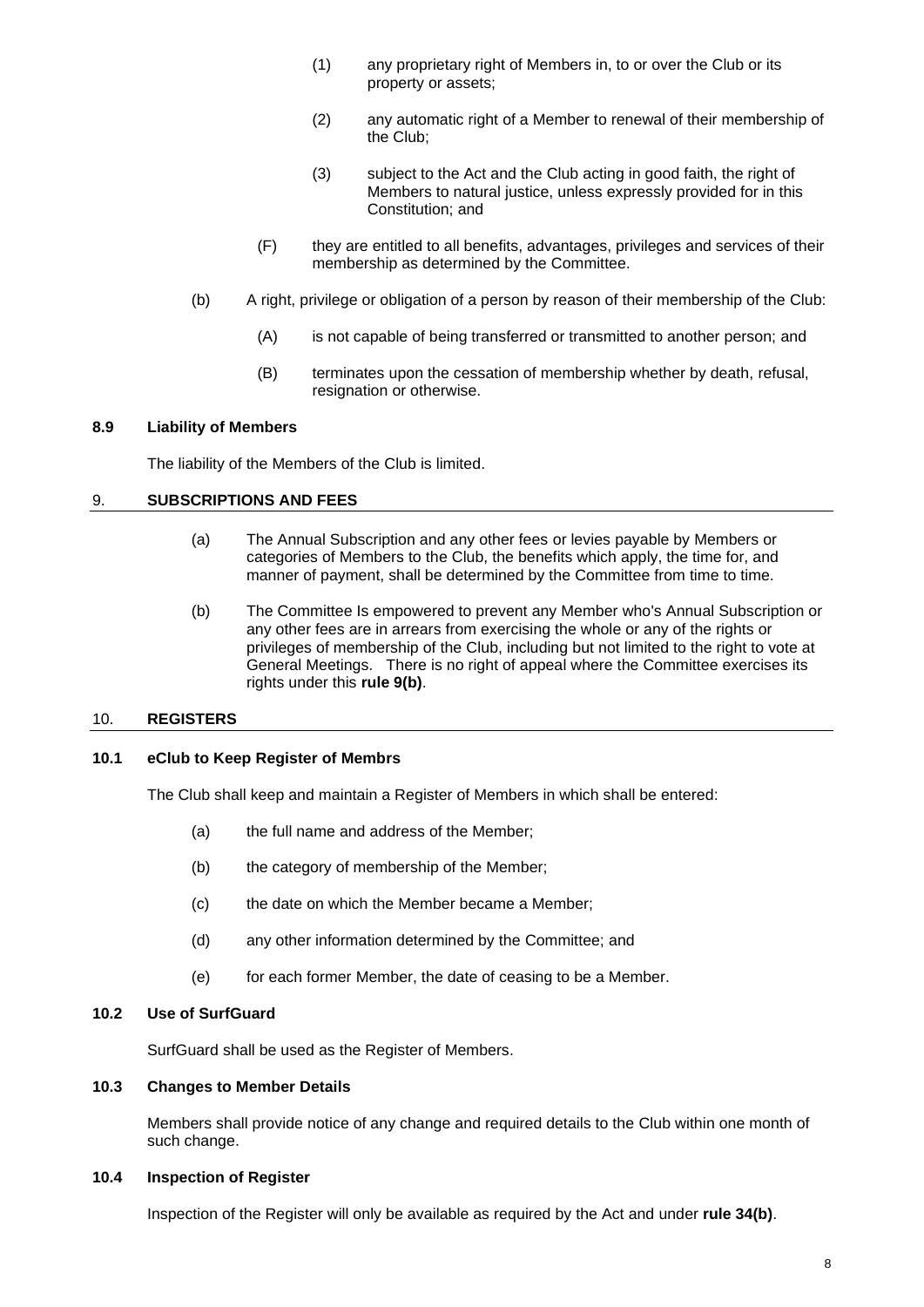(1) any proprietary right of Members in, to or over the Club or its property or assets;

(2) any automatic right of a Member to renewal of their membership of the Club;

(3) subject to the Act and the Club acting in good faith, the right of Members to natural justice, unless expressly provided for in this Constitution; and

(F) they are entitled to all benefits, advantages, privileges and services of their membership as determined by the Committee.

(b) A right, privilege or obligation of a person by reason of their membership of the Club:

(A) is not capable of being transferred or transmitted to another person; and

(B) terminates upon the cessation of membership whether by death, refusal, resignation or otherwise.

### 8.9 Liability of Members

The liability of the Members of the Club is limited.

## 9. SUBSCRIPTIONS AND FEES

(a) The Annual Subscription and any other fees or levies payable by Members or categories of Members to the Club, the benefits which apply, the time for, and manner of payment, shall be determined by the Committee from time to time.

(b) The Committee Is empowered to prevent any Member who's Annual Subscription or any other fees are in arrears from exercising the whole or any of the rights or privileges of membership of the Club, including but not limited to the right to vote at General Meetings. There is no right of appeal where the Committee exercises its rights under this **rule 9(b)**.

## 10. REGISTERS

### 10.1 eClub to Keep Register of Membrs

The Club shall keep and maintain a Register of Members in which shall be entered:

(a) the full name and address of the Member;

(b) the category of membership of the Member;

(c) the date on which the Member became a Member;

(d) any other information determined by the Committee; and

(e) for each former Member, the date of ceasing to be a Member.

### 10.2 Use of SurfGuard

SurfGuard shall be used as the Register of Members.

### 10.3 Changes to Member Details

Members shall provide notice of any change and required details to the Club within one month of such change.

### 10.4 Inspection of Register

Inspection of the Register will only be available as required by the Act and under **rule 34(b)**.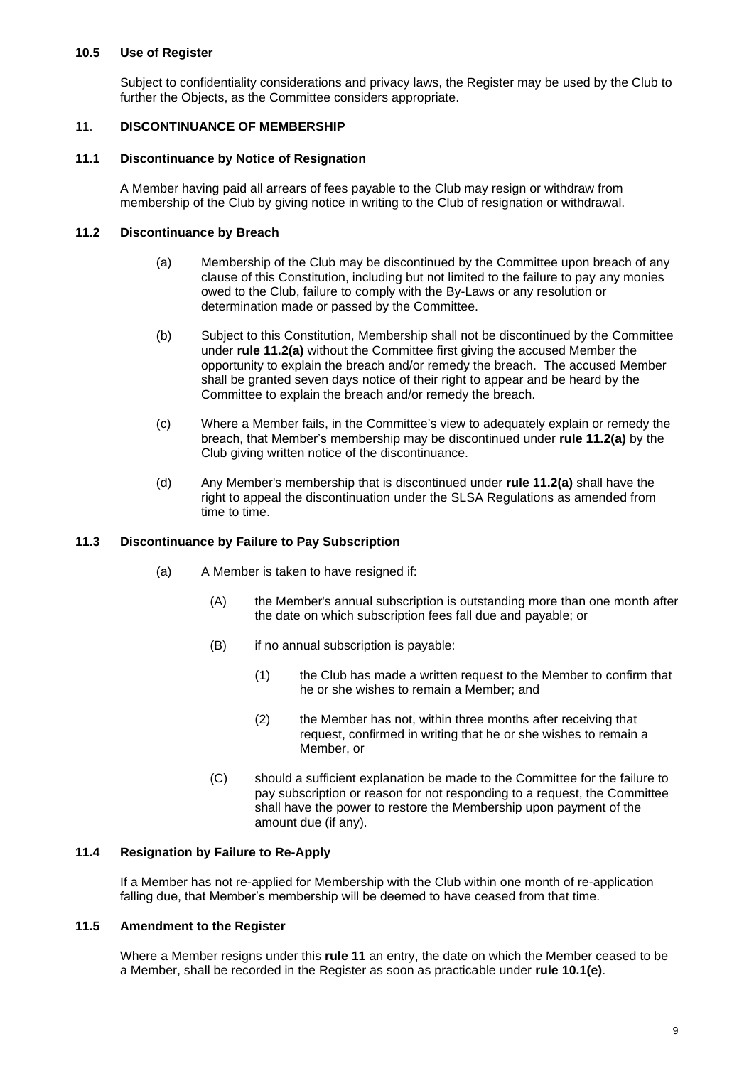### 10.5 Use of Register

Subject to confidentiality considerations and privacy laws, the Register may be used by the Club to further the Objects, as the Committee considers appropriate.

## 11. DISCONTINUANCE OF MEMBERSHIP

### 11.1 Discontinuance by Notice of Resignation

A Member having paid all arrears of fees payable to the Club may resign or withdraw from membership of the Club by giving notice in writing to the Club of resignation or withdrawal.

### 11.2 Discontinuance by Breach

(a) Membership of the Club may be discontinued by the Committee upon breach of any clause of this Constitution, including but not limited to the failure to pay any monies owed to the Club, failure to comply with the By-Laws or any resolution or determination made or passed by the Committee.

(b) Subject to this Constitution, Membership shall not be discontinued by the Committee under **rule 11.2(a)** without the Committee first giving the accused Member the opportunity to explain the breach and/or remedy the breach. The accused Member shall be granted seven days notice of their right to appear and be heard by the Committee to explain the breach and/or remedy the breach.

(c) Where a Member fails, in the Committee's view to adequately explain or remedy the breach, that Member's membership may be discontinued under **rule 11.2(a)** by the Club giving written notice of the discontinuance.

(d) Any Member's membership that is discontinued under **rule 11.2(a)** shall have the right to appeal the discontinuation under the SLSA Regulations as amended from time to time.

### 11.3 Discontinuance by Failure to Pay Subscription

(a) A Member is taken to have resigned if:

(A) the Member's annual subscription is outstanding more than one month after the date on which subscription fees fall due and payable; or

(B) if no annual subscription is payable:

(1) the Club has made a written request to the Member to confirm that he or she wishes to remain a Member; and

(2) the Member has not, within three months after receiving that request, confirmed in writing that he or she wishes to remain a Member, or

(C) should a sufficient explanation be made to the Committee for the failure to pay subscription or reason for not responding to a request, the Committee shall have the power to restore the Membership upon payment of the amount due (if any).

### 11.4 Resignation by Failure to Re-Apply

If a Member has not re-applied for Membership with the Club within one month of re-application falling due, that Member's membership will be deemed to have ceased from that time.

### 11.5 Amendment to the Register

Where a Member resigns under this **rule 11** an entry, the date on which the Member ceased to be a Member, shall be recorded in the Register as soon as practicable under **rule 10.1(e)**.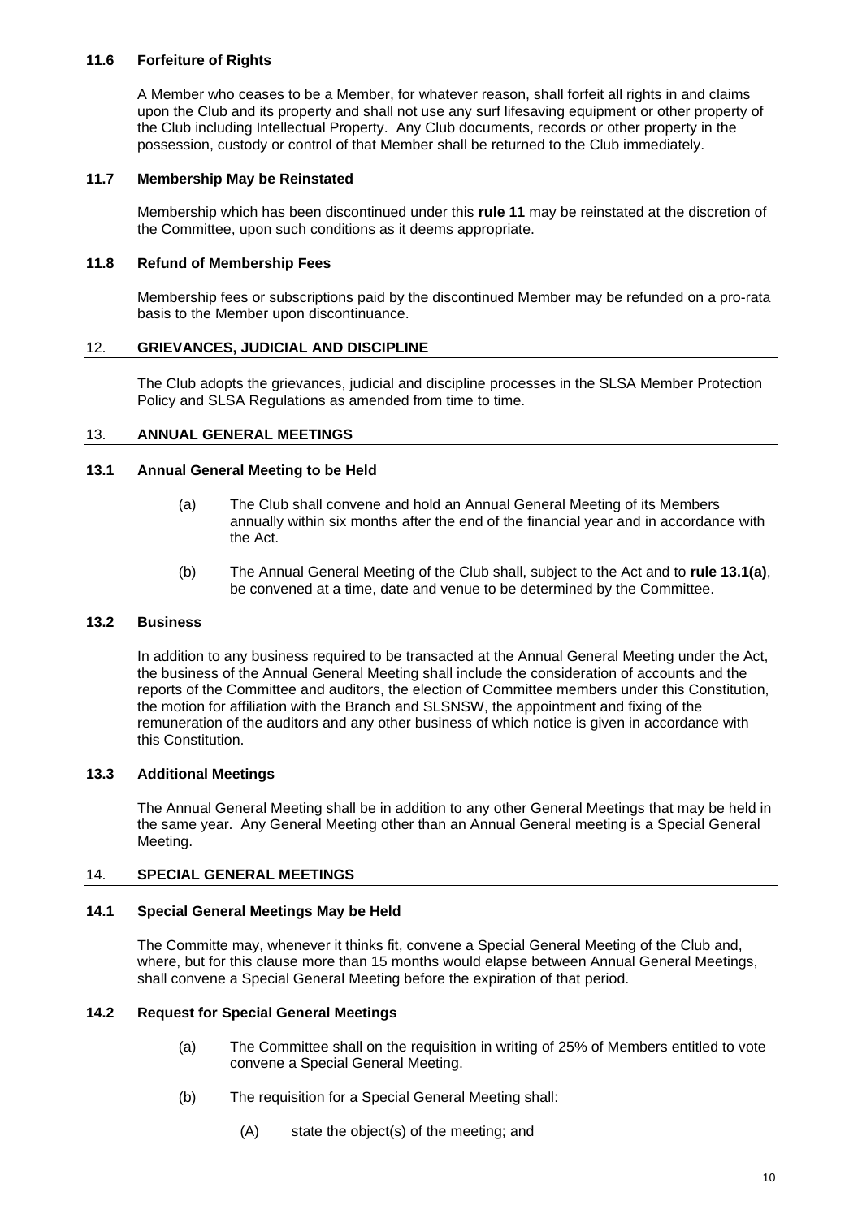### 11.6 Forfeiture of Rights

A Member who ceases to be a Member, for whatever reason, shall forfeit all rights in and claims upon the Club and its property and shall not use any surf lifesaving equipment or other property of the Club including Intellectual Property. Any Club documents, records or other property in the possession, custody or control of that Member shall be returned to the Club immediately.

### 11.7 Membership May be Reinstated

Membership which has been discontinued under this **rule 11** may be reinstated at the discretion of the Committee, upon such conditions as it deems appropriate.

### 11.8 Refund of Membership Fees

Membership fees or subscriptions paid by the discontinued Member may be refunded on a pro-rata basis to the Member upon discontinuance.

## 12. GRIEVANCES, JUDICIAL AND DISCIPLINE

The Club adopts the grievances, judicial and discipline processes in the SLSA Member Protection Policy and SLSA Regulations as amended from time to time.

## 13. ANNUAL GENERAL MEETINGS

### 13.1 Annual General Meeting to be Held

(a) The Club shall convene and hold an Annual General Meeting of its Members annually within six months after the end of the financial year and in accordance with the Act.

(b) The Annual General Meeting of the Club shall, subject to the Act and to **rule 13.1(a)**, be convened at a time, date and venue to be determined by the Committee.

### 13.2 Business

In addition to any business required to be transacted at the Annual General Meeting under the Act, the business of the Annual General Meeting shall include the consideration of accounts and the reports of the Committee and auditors, the election of Committee members under this Constitution, the motion for affiliation with the Branch and SLSNSW, the appointment and fixing of the remuneration of the auditors and any other business of which notice is given in accordance with this Constitution.

### 13.3 Additional Meetings

The Annual General Meeting shall be in addition to any other General Meetings that may be held in the same year. Any General Meeting other than an Annual General meeting is a Special General Meeting.

## 14. SPECIAL GENERAL MEETINGS

### 14.1 Special General Meetings May be Held

The Committe may, whenever it thinks fit, convene a Special General Meeting of the Club and, where, but for this clause more than 15 months would elapse between Annual General Meetings, shall convene a Special General Meeting before the expiration of that period.

### 14.2 Request for Special General Meetings

(a) The Committee shall on the requisition in writing of 25% of Members entitled to vote convene a Special General Meeting.

(b) The requisition for a Special General Meeting shall:

(A) state the object(s) of the meeting; and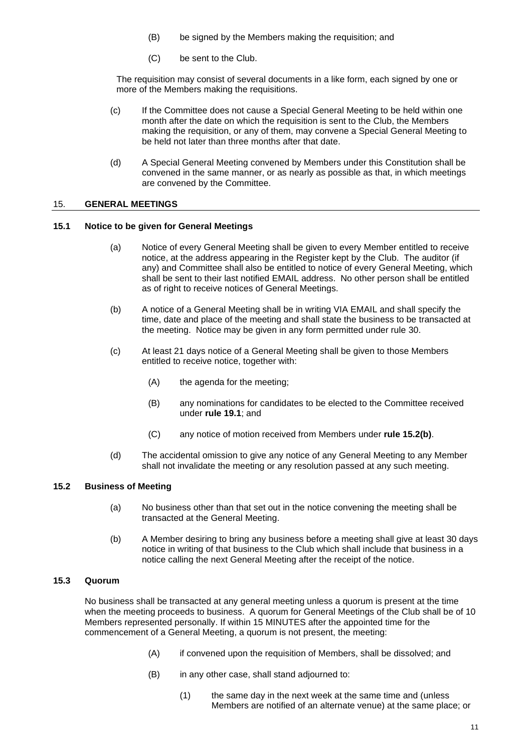(B) be signed by the Members making the requisition; and

(C) be sent to the Club.

The requisition may consist of several documents in a like form, each signed by one or more of the Members making the requisitions.

(c) If the Committee does not cause a Special General Meeting to be held within one month after the date on which the requisition is sent to the Club, the Members making the requisition, or any of them, may convene a Special General Meeting to be held not later than three months after that date.

(d) A Special General Meeting convened by Members under this Constitution shall be convened in the same manner, or as nearly as possible as that, in which meetings are convened by the Committee.

## 15. GENERAL MEETINGS

### 15.1 Notice to be given for General Meetings

(a) Notice of every General Meeting shall be given to every Member entitled to receive notice, at the address appearing in the Register kept by the Club. The auditor (if any) and Committee shall also be entitled to notice of every General Meeting, which shall be sent to their last notified EMAIL address. No other person shall be entitled as of right to receive notices of General Meetings.

(b) A notice of a General Meeting shall be in writing VIA EMAIL and shall specify the time, date and place of the meeting and shall state the business to be transacted at the meeting. Notice may be given in any form permitted under rule 30.

(c) At least 21 days notice of a General Meeting shall be given to those Members entitled to receive notice, together with:

(A) the agenda for the meeting;

(B) any nominations for candidates to be elected to the Committee received under **rule 19.1**; and

(C) any notice of motion received from Members under **rule 15.2(b)**.

(d) The accidental omission to give any notice of any General Meeting to any Member shall not invalidate the meeting or any resolution passed at any such meeting.

### 15.2 Business of Meeting

(a) No business other than that set out in the notice convening the meeting shall be transacted at the General Meeting.

(b) A Member desiring to bring any business before a meeting shall give at least 30 days notice in writing of that business to the Club which shall include that business in a notice calling the next General Meeting after the receipt of the notice.

### 15.3 Quorum

No business shall be transacted at any general meeting unless a quorum is present at the time when the meeting proceeds to business. A quorum for General Meetings of the Club shall be of 10 Members represented personally. If within 15 MINUTES after the appointed time for the commencement of a General Meeting, a quorum is not present, the meeting:

(A) if convened upon the requisition of Members, shall be dissolved; and

(B) in any other case, shall stand adjourned to:

(1) the same day in the next week at the same time and (unless Members are notified of an alternate venue) at the same place; or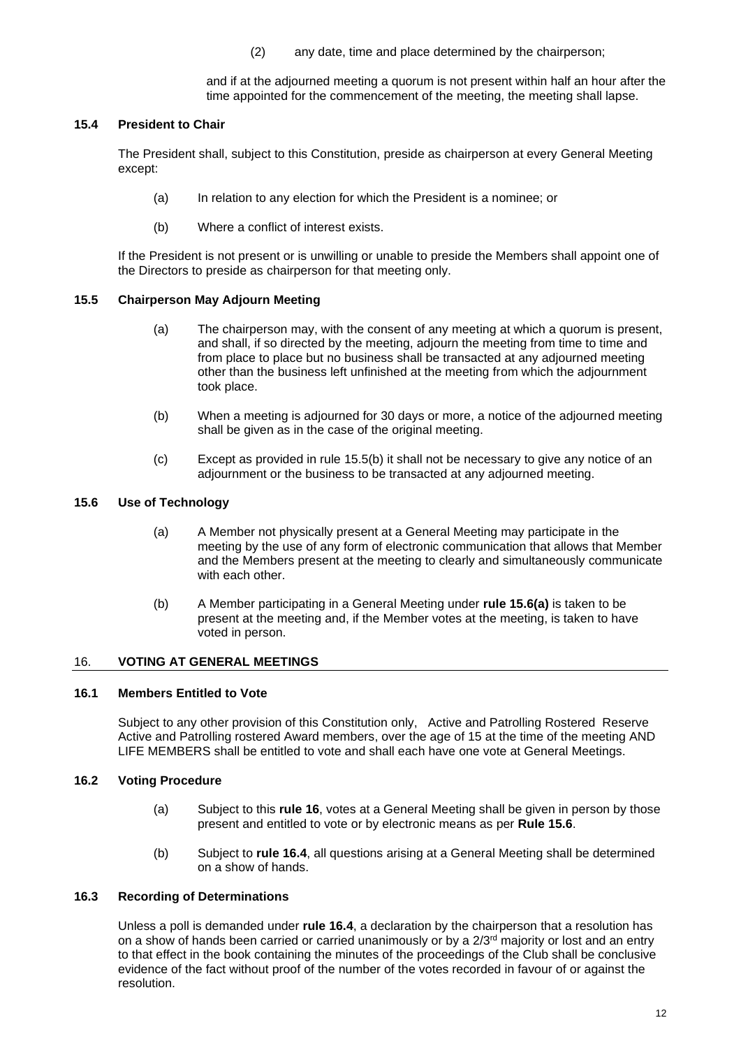(2) any date, time and place determined by the chairperson;

and if at the adjourned meeting a quorum is not present within half an hour after the time appointed for the commencement of the meeting, the meeting shall lapse.

### 15.4 President to Chair

The President shall, subject to this Constitution, preside as chairperson at every General Meeting except:

(a) In relation to any election for which the President is a nominee; or

(b) Where a conflict of interest exists.

If the President is not present or is unwilling or unable to preside the Members shall appoint one of the Directors to preside as chairperson for that meeting only.

### 15.5 Chairperson May Adjourn Meeting

(a) The chairperson may, with the consent of any meeting at which a quorum is present, and shall, if so directed by the meeting, adjourn the meeting from time to time and from place to place but no business shall be transacted at any adjourned meeting other than the business left unfinished at the meeting from which the adjournment took place.

(b) When a meeting is adjourned for 30 days or more, a notice of the adjourned meeting shall be given as in the case of the original meeting.

(c) Except as provided in rule 15.5(b) it shall not be necessary to give any notice of an adjournment or the business to be transacted at any adjourned meeting.

### 15.6 Use of Technology

(a) A Member not physically present at a General Meeting may participate in the meeting by the use of any form of electronic communication that allows that Member and the Members present at the meeting to clearly and simultaneously communicate with each other.

(b) A Member participating in a General Meeting under **rule 15.6(a)** is taken to be present at the meeting and, if the Member votes at the meeting, is taken to have voted in person.

## 16. VOTING AT GENERAL MEETINGS

### 16.1 Members Entitled to Vote

Subject to any other provision of this Constitution only, Active and Patrolling Rostered Reserve Active and Patrolling rostered Award members, over the age of 15 at the time of the meeting AND LIFE MEMBERS shall be entitled to vote and shall each have one vote at General Meetings.

### 16.2 Voting Procedure

(a) Subject to this **rule 16**, votes at a General Meeting shall be given in person by those present and entitled to vote or by electronic means as per **Rule 15.6**.

(b) Subject to **rule 16.4**, all questions arising at a General Meeting shall be determined on a show of hands.

### 16.3 Recording of Determinations

Unless a poll is demanded under **rule 16.4**, a declaration by the chairperson that a resolution has on a show of hands been carried or carried unanimously or by a 2/3rd majority or lost and an entry to that effect in the book containing the minutes of the proceedings of the Club shall be conclusive evidence of the fact without proof of the number of the votes recorded in favour of or against the resolution.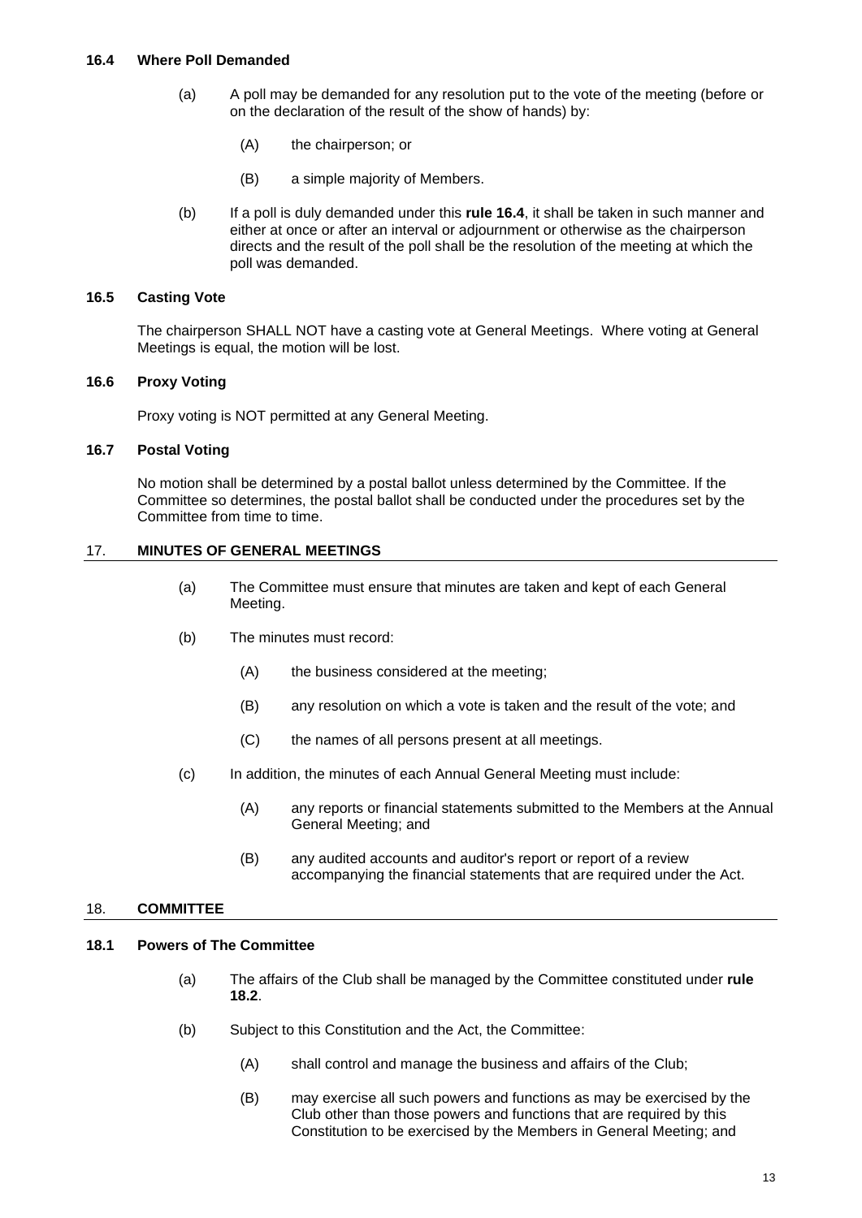### 16.4 Where Poll Demanded

(a) A poll may be demanded for any resolution put to the vote of the meeting (before or on the declaration of the result of the show of hands) by:

  (A) the chairperson; or

  (B) a simple majority of Members.

(b) If a poll is duly demanded under this **rule 16.4**, it shall be taken in such manner and either at once or after an interval or adjournment or otherwise as the chairperson directs and the result of the poll shall be the resolution of the meeting at which the poll was demanded.

### 16.5 Casting Vote

The chairperson SHALL NOT have a casting vote at General Meetings. Where voting at General Meetings is equal, the motion will be lost.

### 16.6 Proxy Voting

Proxy voting is NOT permitted at any General Meeting.

### 16.7 Postal Voting

No motion shall be determined by a postal ballot unless determined by the Committee. If the Committee so determines, the postal ballot shall be conducted under the procedures set by the Committee from time to time.

## 17. MINUTES OF GENERAL MEETINGS

(a) The Committee must ensure that minutes are taken and kept of each General Meeting.

(b) The minutes must record:

  (A) the business considered at the meeting;

  (B) any resolution on which a vote is taken and the result of the vote; and

  (C) the names of all persons present at all meetings.

(c) In addition, the minutes of each Annual General Meeting must include:

  (A) any reports or financial statements submitted to the Members at the Annual General Meeting; and

  (B) any audited accounts and auditor's report or report of a review accompanying the financial statements that are required under the Act.

## 18. COMMITTEE

### 18.1 Powers of The Committee

(a) The affairs of the Club shall be managed by the Committee constituted under **rule 18.2**.

(b) Subject to this Constitution and the Act, the Committee:

  (A) shall control and manage the business and affairs of the Club;

  (B) may exercise all such powers and functions as may be exercised by the Club other than those powers and functions that are required by this Constitution to be exercised by the Members in General Meeting; and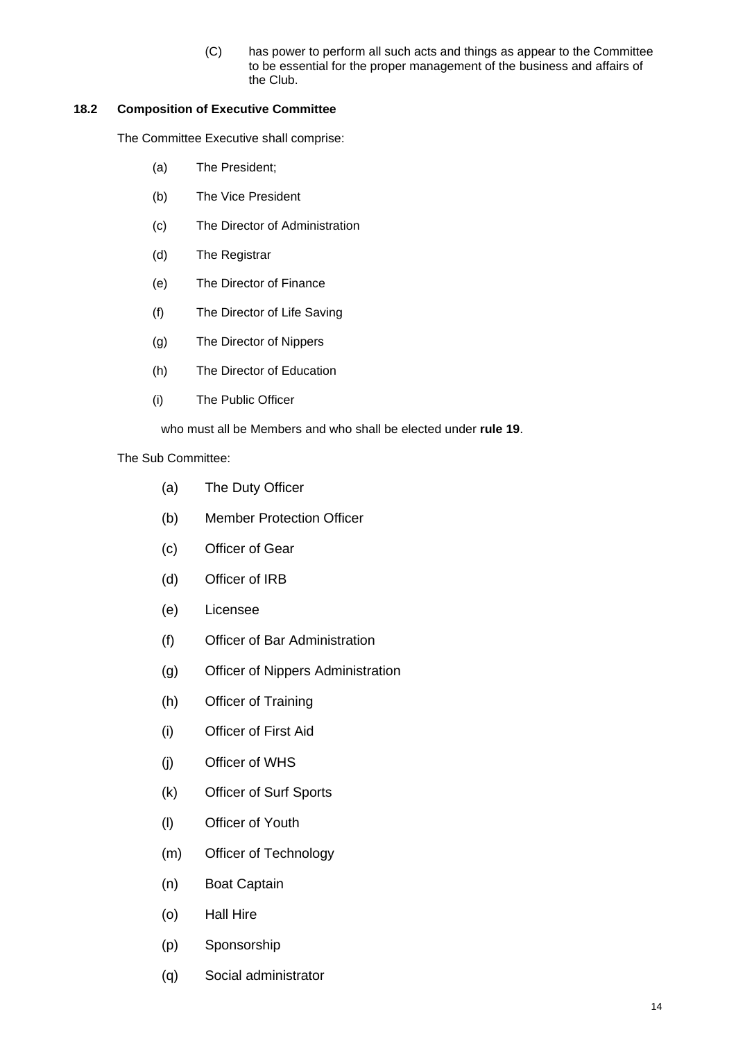(C) has power to perform all such acts and things as appear to the Committee to be essential for the proper management of the business and affairs of the Club.

**18.2 Composition of Executive Committee**

The Committee Executive shall comprise:

(a) The President;

(b) The Vice President

(c) The Director of Administration

(d) The Registrar

(e) The Director of Finance

(f) The Director of Life Saving

(g) The Director of Nippers

(h) The Director of Education

(i) The Public Officer

who must all be Members and who shall be elected under **rule 19**.

The Sub Committee:

(a) The Duty Officer

(b) Member Protection Officer

(c) Officer of Gear

(d) Officer of IRB

(e) Licensee

(f) Officer of Bar Administration

(g) Officer of Nippers Administration

(h) Officer of Training

(i) Officer of First Aid

(j) Officer of WHS

(k) Officer of Surf Sports

(l) Officer of Youth

(m) Officer of Technology

(n) Boat Captain

(o) Hall Hire

(p) Sponsorship

(q) Social administrator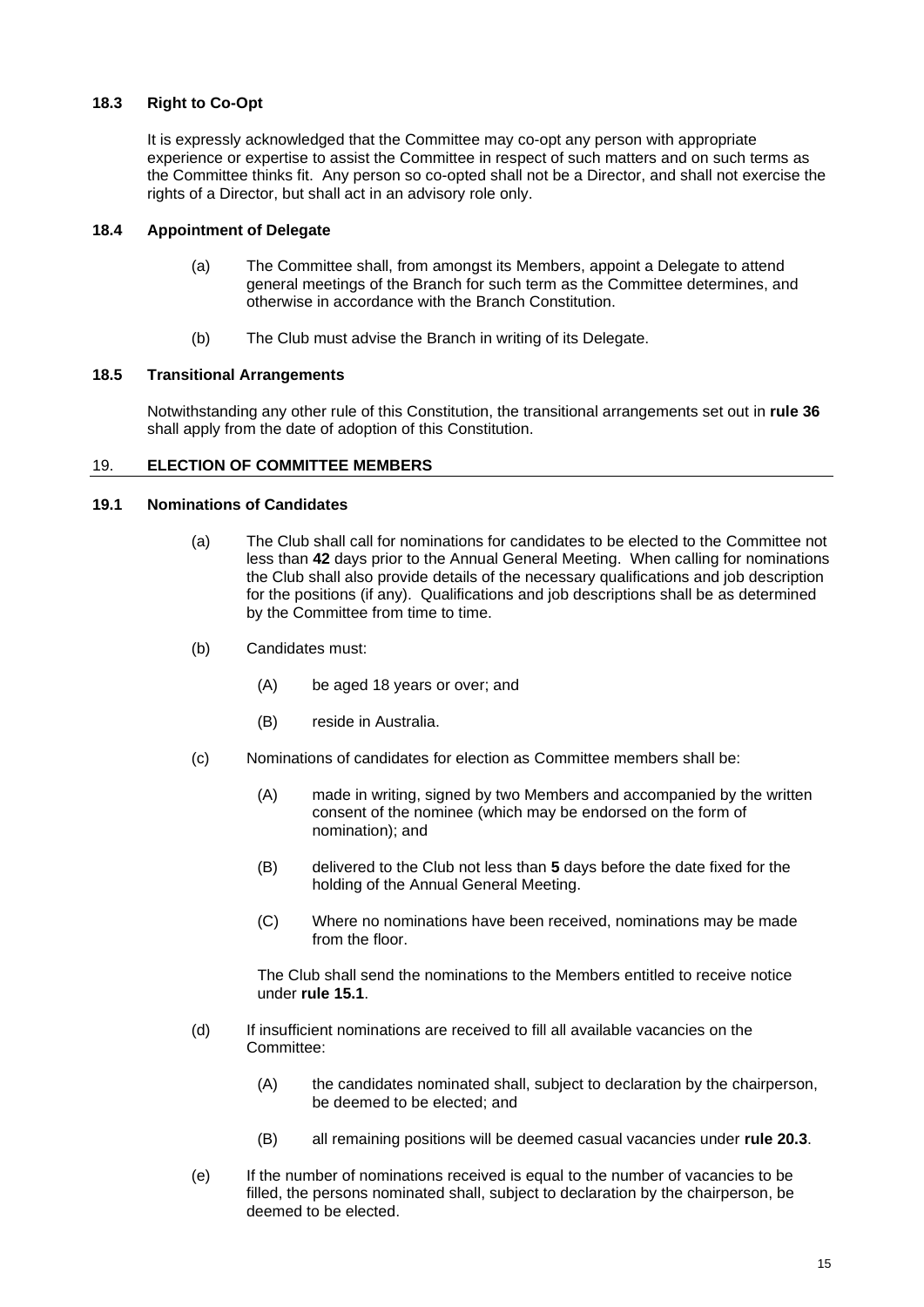### 18.3 Right to Co-Opt

It is expressly acknowledged that the Committee may co-opt any person with appropriate experience or expertise to assist the Committee in respect of such matters and on such terms as the Committee thinks fit. Any person so co-opted shall not be a Director, and shall not exercise the rights of a Director, but shall act in an advisory role only.

### 18.4 Appointment of Delegate

(a) The Committee shall, from amongst its Members, appoint a Delegate to attend general meetings of the Branch for such term as the Committee determines, and otherwise in accordance with the Branch Constitution.

(b) The Club must advise the Branch in writing of its Delegate.

### 18.5 Transitional Arrangements

Notwithstanding any other rule of this Constitution, the transitional arrangements set out in **rule 36** shall apply from the date of adoption of this Constitution.

## 19. ELECTION OF COMMITTEE MEMBERS

### 19.1 Nominations of Candidates

(a) The Club shall call for nominations for candidates to be elected to the Committee not less than **42** days prior to the Annual General Meeting. When calling for nominations the Club shall also provide details of the necessary qualifications and job description for the positions (if any). Qualifications and job descriptions shall be as determined by the Committee from time to time.

(b) Candidates must:

(A) be aged 18 years or over; and

(B) reside in Australia.

(c) Nominations of candidates for election as Committee members shall be:

(A) made in writing, signed by two Members and accompanied by the written consent of the nominee (which may be endorsed on the form of nomination); and

(B) delivered to the Club not less than **5** days before the date fixed for the holding of the Annual General Meeting.

(C) Where no nominations have been received, nominations may be made from the floor.

The Club shall send the nominations to the Members entitled to receive notice under **rule 15.1**.

(d) If insufficient nominations are received to fill all available vacancies on the Committee:

(A) the candidates nominated shall, subject to declaration by the chairperson, be deemed to be elected; and

(B) all remaining positions will be deemed casual vacancies under **rule 20.3**.

(e) If the number of nominations received is equal to the number of vacancies to be filled, the persons nominated shall, subject to declaration by the chairperson, be deemed to be elected.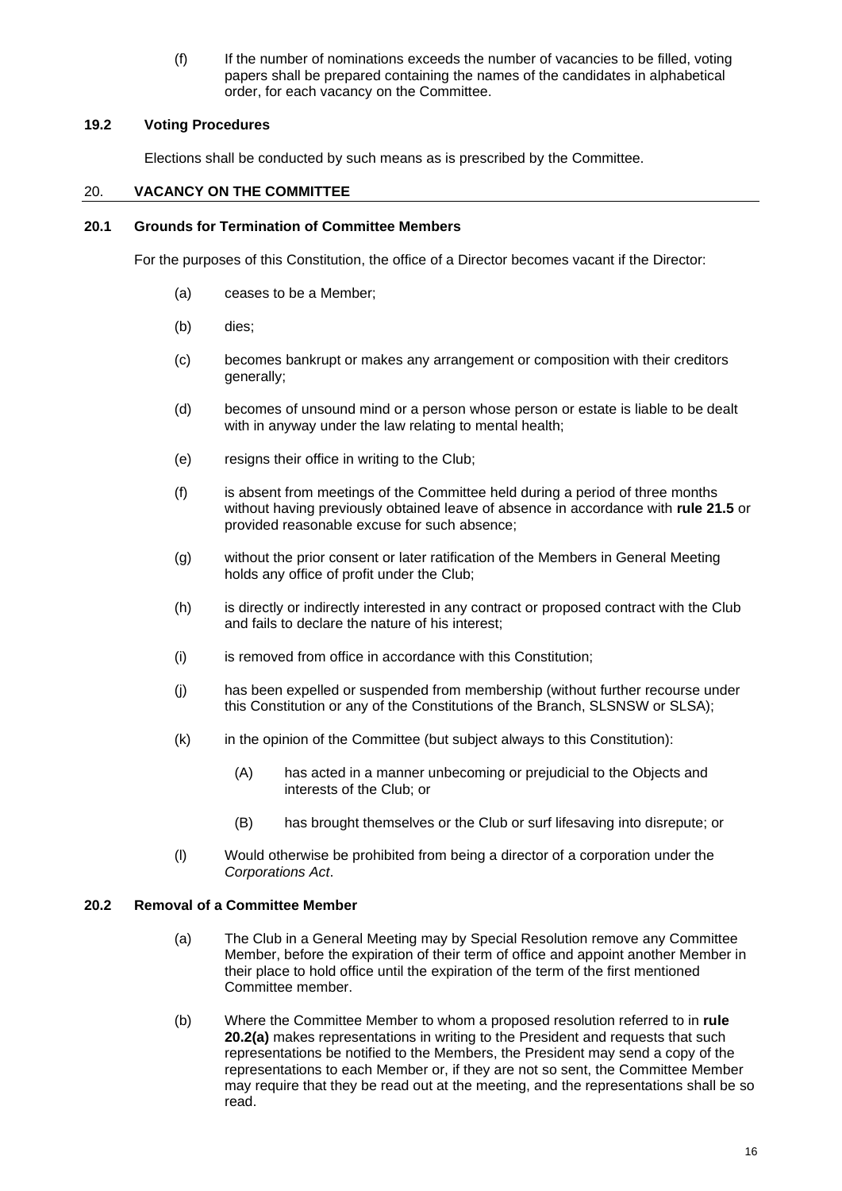(f) If the number of nominations exceeds the number of vacancies to be filled, voting papers shall be prepared containing the names of the candidates in alphabetical order, for each vacancy on the Committee.

### 19.2 Voting Procedures

Elections shall be conducted by such means as is prescribed by the Committee.

## 20. VACANCY ON THE COMMITTEE

### 20.1 Grounds for Termination of Committee Members

For the purposes of this Constitution, the office of a Director becomes vacant if the Director:

(a) ceases to be a Member;

(b) dies;

(c) becomes bankrupt or makes any arrangement or composition with their creditors generally;

(d) becomes of unsound mind or a person whose person or estate is liable to be dealt with in anyway under the law relating to mental health;

(e) resigns their office in writing to the Club;

(f) is absent from meetings of the Committee held during a period of three months without having previously obtained leave of absence in accordance with **rule 21.5** or provided reasonable excuse for such absence;

(g) without the prior consent or later ratification of the Members in General Meeting holds any office of profit under the Club;

(h) is directly or indirectly interested in any contract or proposed contract with the Club and fails to declare the nature of his interest;

(i) is removed from office in accordance with this Constitution;

(j) has been expelled or suspended from membership (without further recourse under this Constitution or any of the Constitutions of the Branch, SLSNSW or SLSA);

(k) in the opinion of the Committee (but subject always to this Constitution):

(A) has acted in a manner unbecoming or prejudicial to the Objects and interests of the Club; or

(B) has brought themselves or the Club or surf lifesaving into disrepute; or

(l) Would otherwise be prohibited from being a director of a corporation under the *Corporations Act*.

### 20.2 Removal of a Committee Member

(a) The Club in a General Meeting may by Special Resolution remove any Committee Member, before the expiration of their term of office and appoint another Member in their place to hold office until the expiration of the term of the first mentioned Committee member.

(b) Where the Committee Member to whom a proposed resolution referred to in **rule 20.2(a)** makes representations in writing to the President and requests that such representations be notified to the Members, the President may send a copy of the representations to each Member or, if they are not so sent, the Committee Member may require that they be read out at the meeting, and the representations shall be so read.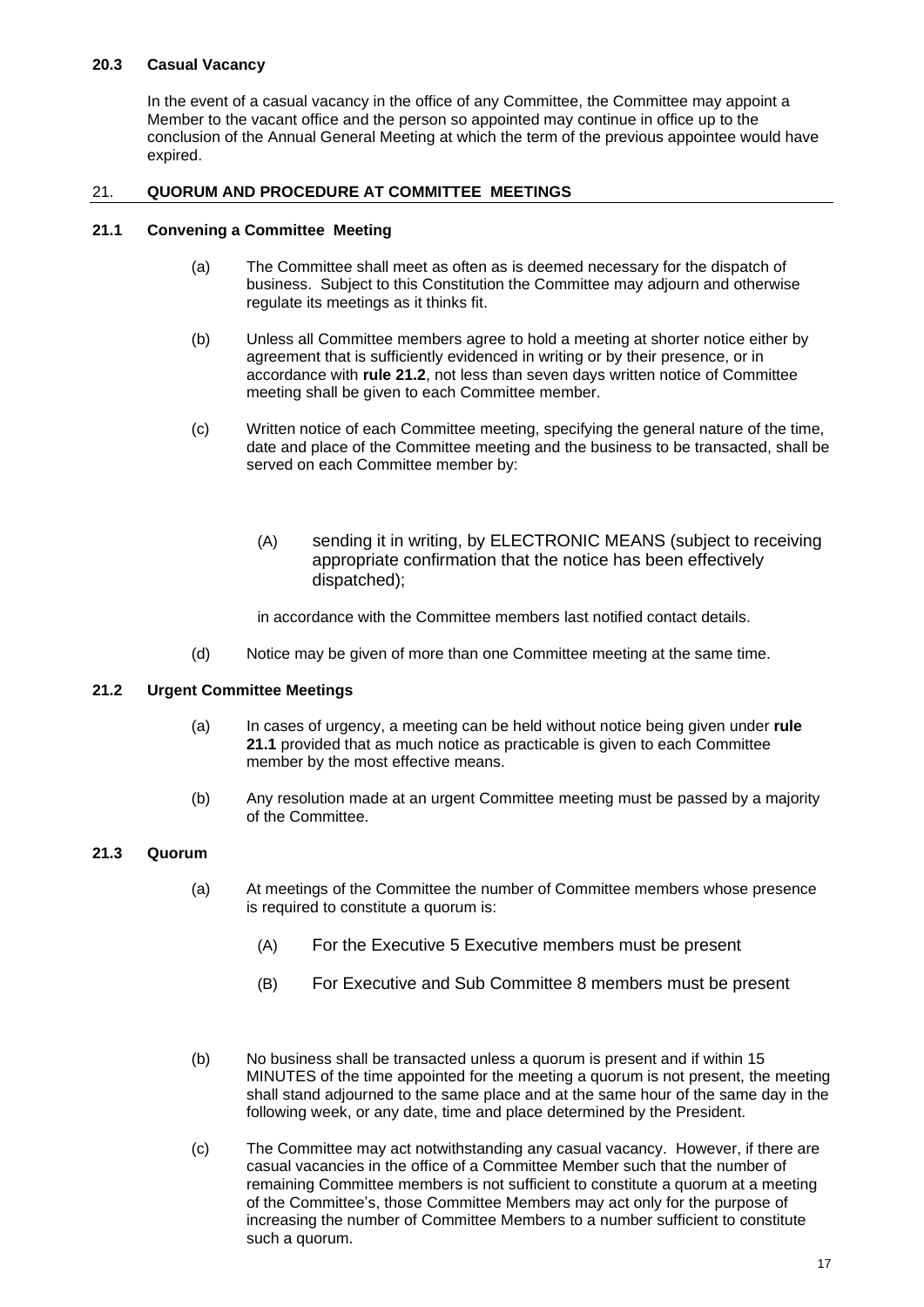### 20.3 Casual Vacancy

In the event of a casual vacancy in the office of any Committee, the Committee may appoint a Member to the vacant office and the person so appointed may continue in office up to the conclusion of the Annual General Meeting at which the term of the previous appointee would have expired.

## 21. QUORUM AND PROCEDURE AT COMMITTEE MEETINGS

### 21.1 Convening a Committee Meeting

(a) The Committee shall meet as often as is deemed necessary for the dispatch of business. Subject to this Constitution the Committee may adjourn and otherwise regulate its meetings as it thinks fit.

(b) Unless all Committee members agree to hold a meeting at shorter notice either by agreement that is sufficiently evidenced in writing or by their presence, or in accordance with **rule 21.2**, not less than seven days written notice of Committee meeting shall be given to each Committee member.

(c) Written notice of each Committee meeting, specifying the general nature of the time, date and place of the Committee meeting and the business to be transacted, shall be served on each Committee member by:

(A) sending it in writing, by ELECTRONIC MEANS (subject to receiving appropriate confirmation that the notice has been effectively dispatched);

in accordance with the Committee members last notified contact details.

(d) Notice may be given of more than one Committee meeting at the same time.

### 21.2 Urgent Committee Meetings

(a) In cases of urgency, a meeting can be held without notice being given under **rule 21.1** provided that as much notice as practicable is given to each Committee member by the most effective means.

(b) Any resolution made at an urgent Committee meeting must be passed by a majority of the Committee.

### 21.3 Quorum

(a) At meetings of the Committee the number of Committee members whose presence is required to constitute a quorum is:

(A) For the Executive 5 Executive members must be present

(B) For Executive and Sub Committee 8 members must be present

(b) No business shall be transacted unless a quorum is present and if within 15 MINUTES of the time appointed for the meeting a quorum is not present, the meeting shall stand adjourned to the same place and at the same hour of the same day in the following week, or any date, time and place determined by the President.

(c) The Committee may act notwithstanding any casual vacancy. However, if there are casual vacancies in the office of a Committee Member such that the number of remaining Committee members is not sufficient to constitute a quorum at a meeting of the Committee's, those Committee Members may act only for the purpose of increasing the number of Committee Members to a number sufficient to constitute such a quorum.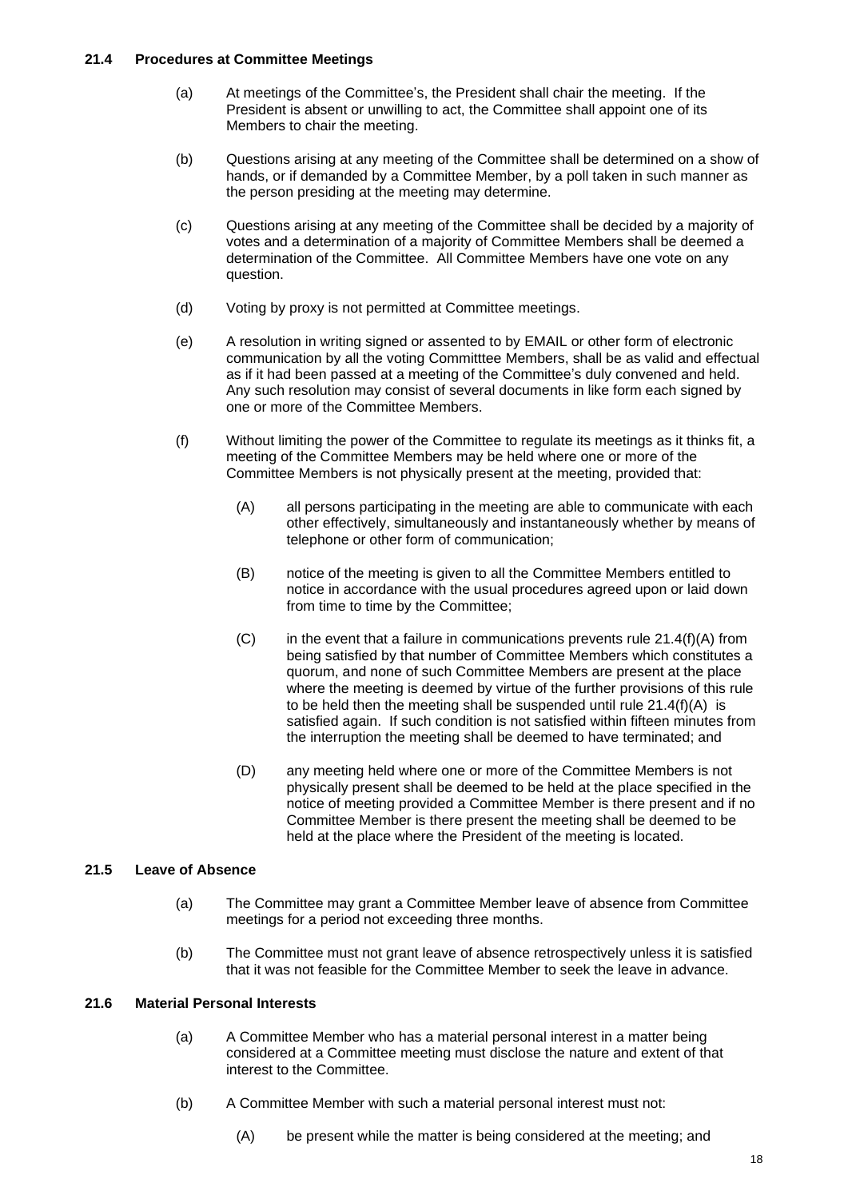### 21.4 Procedures at Committee Meetings

(a) At meetings of the Committee's, the President shall chair the meeting. If the President is absent or unwilling to act, the Committee shall appoint one of its Members to chair the meeting.

(b) Questions arising at any meeting of the Committee shall be determined on a show of hands, or if demanded by a Committee Member, by a poll taken in such manner as the person presiding at the meeting may determine.

(c) Questions arising at any meeting of the Committee shall be decided by a majority of votes and a determination of a majority of Committee Members shall be deemed a determination of the Committee. All Committee Members have one vote on any question.

(d) Voting by proxy is not permitted at Committee meetings.

(e) A resolution in writing signed or assented to by EMAIL or other form of electronic communication by all the voting Committtee Members, shall be as valid and effectual as if it had been passed at a meeting of the Committee's duly convened and held. Any such resolution may consist of several documents in like form each signed by one or more of the Committee Members.

(f) Without limiting the power of the Committee to regulate its meetings as it thinks fit, a meeting of the Committee Members may be held where one or more of the Committee Members is not physically present at the meeting, provided that:

(A) all persons participating in the meeting are able to communicate with each other effectively, simultaneously and instantaneously whether by means of telephone or other form of communication;

(B) notice of the meeting is given to all the Committee Members entitled to notice in accordance with the usual procedures agreed upon or laid down from time to time by the Committee;

(C) in the event that a failure in communications prevents rule 21.4(f)(A) from being satisfied by that number of Committee Members which constitutes a quorum, and none of such Committee Members are present at the place where the meeting is deemed by virtue of the further provisions of this rule to be held then the meeting shall be suspended until rule 21.4(f)(A) is satisfied again. If such condition is not satisfied within fifteen minutes from the interruption the meeting shall be deemed to have terminated; and

(D) any meeting held where one or more of the Committee Members is not physically present shall be deemed to be held at the place specified in the notice of meeting provided a Committee Member is there present and if no Committee Member is there present the meeting shall be deemed to be held at the place where the President of the meeting is located.

### 21.5 Leave of Absence

(a) The Committee may grant a Committee Member leave of absence from Committee meetings for a period not exceeding three months.

(b) The Committee must not grant leave of absence retrospectively unless it is satisfied that it was not feasible for the Committee Member to seek the leave in advance.

### 21.6 Material Personal Interests

(a) A Committee Member who has a material personal interest in a matter being considered at a Committee meeting must disclose the nature and extent of that interest to the Committee.

(b) A Committee Member with such a material personal interest must not:

(A) be present while the matter is being considered at the meeting; and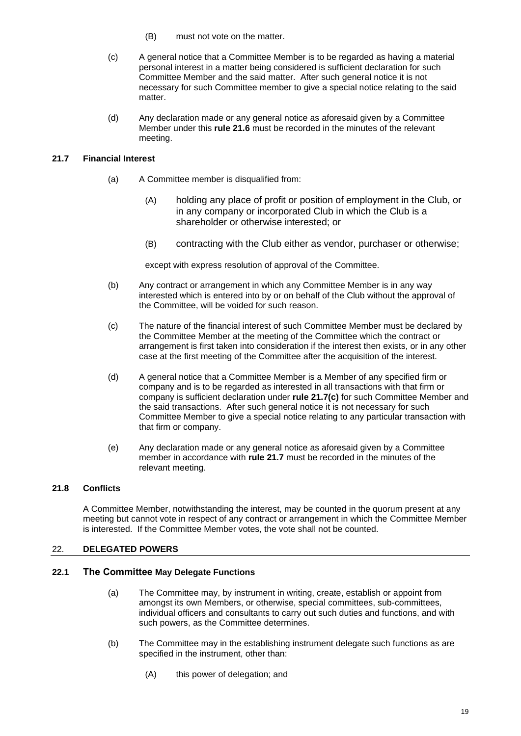(B) must not vote on the matter.

(c) A general notice that a Committee Member is to be regarded as having a material personal interest in a matter being considered is sufficient declaration for such Committee Member and the said matter. After such general notice it is not necessary for such Committee member to give a special notice relating to the said matter.

(d) Any declaration made or any general notice as aforesaid given by a Committee Member under this **rule 21.6** must be recorded in the minutes of the relevant meeting.

### 21.7 Financial Interest

(a) A Committee member is disqualified from:

(A) holding any place of profit or position of employment in the Club, or in any company or incorporated Club in which the Club is a shareholder or otherwise interested; or

(B) contracting with the Club either as vendor, purchaser or otherwise;

except with express resolution of approval of the Committee.

(b) Any contract or arrangement in which any Committee Member is in any way interested which is entered into by or on behalf of the Club without the approval of the Committee, will be voided for such reason.

(c) The nature of the financial interest of such Committee Member must be declared by the Committee Member at the meeting of the Committee which the contract or arrangement is first taken into consideration if the interest then exists, or in any other case at the first meeting of the Committee after the acquisition of the interest.

(d) A general notice that a Committee Member is a Member of any specified firm or company and is to be regarded as interested in all transactions with that firm or company is sufficient declaration under **rule 21.7(c)** for such Committee Member and the said transactions. After such general notice it is not necessary for such Committee Member to give a special notice relating to any particular transaction with that firm or company.

(e) Any declaration made or any general notice as aforesaid given by a Committee member in accordance with **rule 21.7** must be recorded in the minutes of the relevant meeting.

### 21.8 Conflicts

A Committee Member, notwithstanding the interest, may be counted in the quorum present at any meeting but cannot vote in respect of any contract or arrangement in which the Committee Member is interested. If the Committee Member votes, the vote shall not be counted.

## 22. DELEGATED POWERS

### 22.1 The Committee May Delegate Functions

(a) The Committee may, by instrument in writing, create, establish or appoint from amongst its own Members, or otherwise, special committees, sub-committees, individual officers and consultants to carry out such duties and functions, and with such powers, as the Committee determines.

(b) The Committee may in the establishing instrument delegate such functions as are specified in the instrument, other than:

(A) this power of delegation; and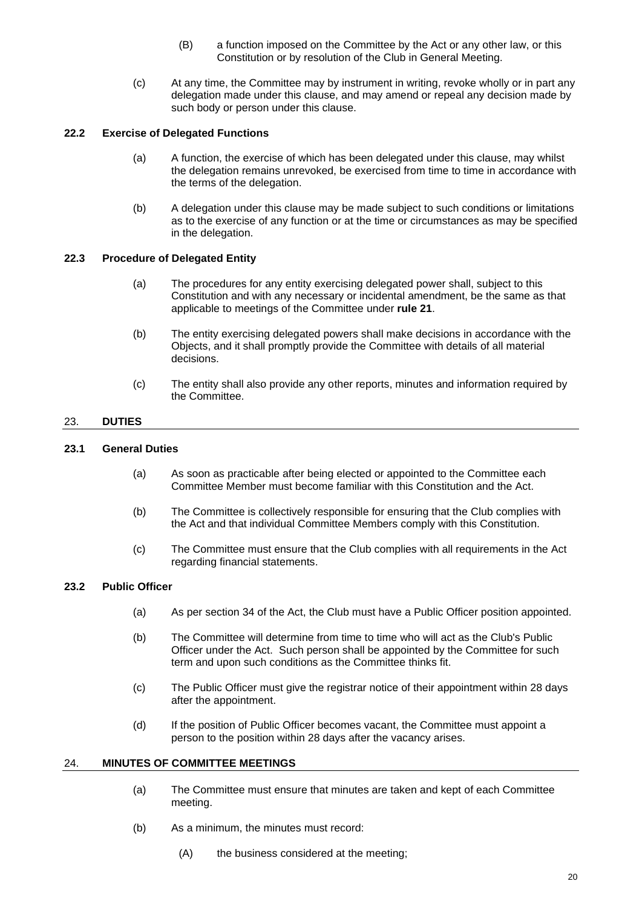(B) a function imposed on the Committee by the Act or any other law, or this Constitution or by resolution of the Club in General Meeting.

(c) At any time, the Committee may by instrument in writing, revoke wholly or in part any delegation made under this clause, and may amend or repeal any decision made by such body or person under this clause.

### 22.2 Exercise of Delegated Functions

(a) A function, the exercise of which has been delegated under this clause, may whilst the delegation remains unrevoked, be exercised from time to time in accordance with the terms of the delegation.

(b) A delegation under this clause may be made subject to such conditions or limitations as to the exercise of any function or at the time or circumstances as may be specified in the delegation.

### 22.3 Procedure of Delegated Entity

(a) The procedures for any entity exercising delegated power shall, subject to this Constitution and with any necessary or incidental amendment, be the same as that applicable to meetings of the Committee under **rule 21**.

(b) The entity exercising delegated powers shall make decisions in accordance with the Objects, and it shall promptly provide the Committee with details of all material decisions.

(c) The entity shall also provide any other reports, minutes and information required by the Committee.

## 23. DUTIES

### 23.1 General Duties

(a) As soon as practicable after being elected or appointed to the Committee each Committee Member must become familiar with this Constitution and the Act.

(b) The Committee is collectively responsible for ensuring that the Club complies with the Act and that individual Committee Members comply with this Constitution.

(c) The Committee must ensure that the Club complies with all requirements in the Act regarding financial statements.

### 23.2 Public Officer

(a) As per section 34 of the Act, the Club must have a Public Officer position appointed.

(b) The Committee will determine from time to time who will act as the Club's Public Officer under the Act. Such person shall be appointed by the Committee for such term and upon such conditions as the Committee thinks fit.

(c) The Public Officer must give the registrar notice of their appointment within 28 days after the appointment.

(d) If the position of Public Officer becomes vacant, the Committee must appoint a person to the position within 28 days after the vacancy arises.

## 24. MINUTES OF COMMITTEE MEETINGS

(a) The Committee must ensure that minutes are taken and kept of each Committee meeting.

(b) As a minimum, the minutes must record:

(A) the business considered at the meeting;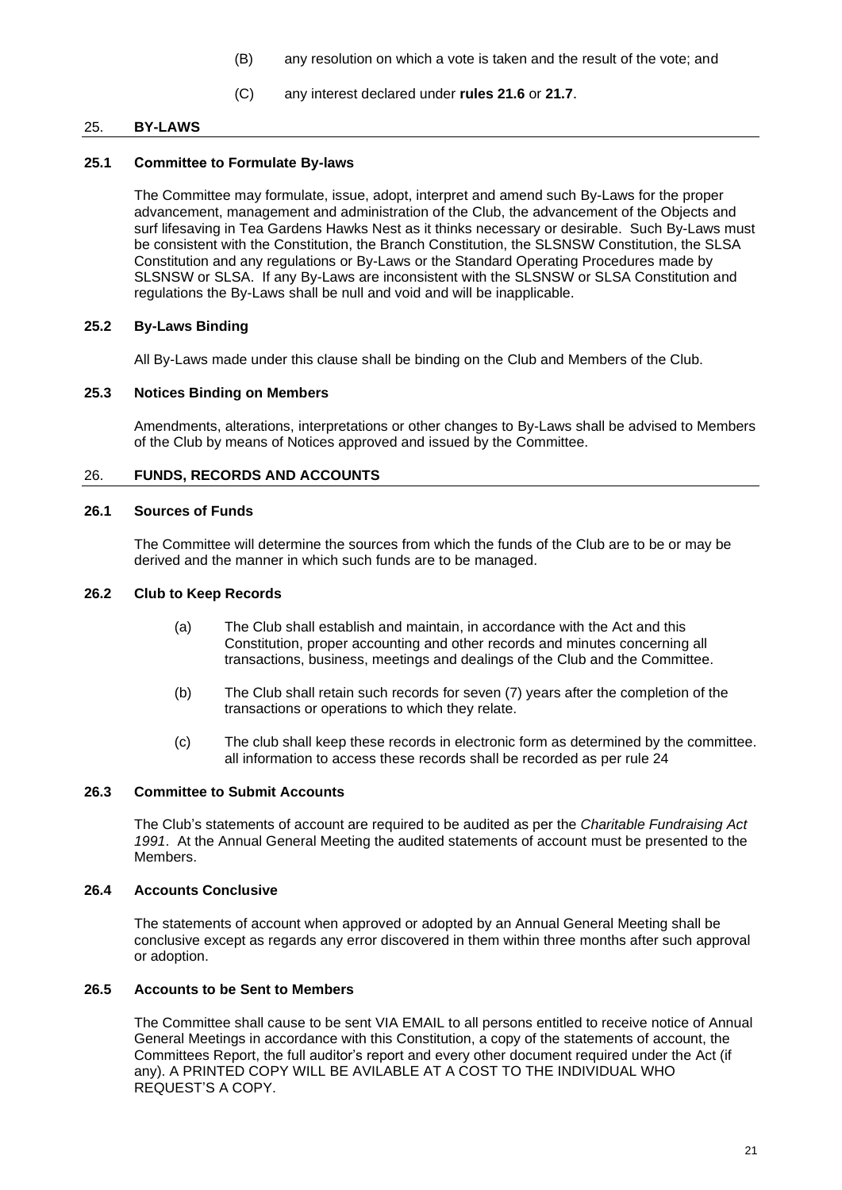(B) any resolution on which a vote is taken and the result of the vote; and

(C) any interest declared under **rules 21.6** or **21.7**.

## 25. BY-LAWS

### 25.1 Committee to Formulate By-laws

The Committee may formulate, issue, adopt, interpret and amend such By-Laws for the proper advancement, management and administration of the Club, the advancement of the Objects and surf lifesaving in Tea Gardens Hawks Nest as it thinks necessary or desirable. Such By-Laws must be consistent with the Constitution, the Branch Constitution, the SLSNSW Constitution, the SLSA Constitution and any regulations or By-Laws or the Standard Operating Procedures made by SLSNSW or SLSA. If any By-Laws are inconsistent with the SLSNSW or SLSA Constitution and regulations the By-Laws shall be null and void and will be inapplicable.

### 25.2 By-Laws Binding

All By-Laws made under this clause shall be binding on the Club and Members of the Club.

### 25.3 Notices Binding on Members

Amendments, alterations, interpretations or other changes to By-Laws shall be advised to Members of the Club by means of Notices approved and issued by the Committee.

## 26. FUNDS, RECORDS AND ACCOUNTS

### 26.1 Sources of Funds

The Committee will determine the sources from which the funds of the Club are to be or may be derived and the manner in which such funds are to be managed.

### 26.2 Club to Keep Records

(a) The Club shall establish and maintain, in accordance with the Act and this Constitution, proper accounting and other records and minutes concerning all transactions, business, meetings and dealings of the Club and the Committee.

(b) The Club shall retain such records for seven (7) years after the completion of the transactions or operations to which they relate.

(c) The club shall keep these records in electronic form as determined by the committee. all information to access these records shall be recorded as per rule 24

### 26.3 Committee to Submit Accounts

The Club's statements of account are required to be audited as per the *Charitable Fundraising Act 1991*. At the Annual General Meeting the audited statements of account must be presented to the Members.

### 26.4 Accounts Conclusive

The statements of account when approved or adopted by an Annual General Meeting shall be conclusive except as regards any error discovered in them within three months after such approval or adoption.

### 26.5 Accounts to be Sent to Members

The Committee shall cause to be sent VIA EMAIL to all persons entitled to receive notice of Annual General Meetings in accordance with this Constitution, a copy of the statements of account, the Committees Report, the full auditor's report and every other document required under the Act (if any). A PRINTED COPY WILL BE AVILABLE AT A COST TO THE INDIVIDUAL WHO REQUEST'S A COPY.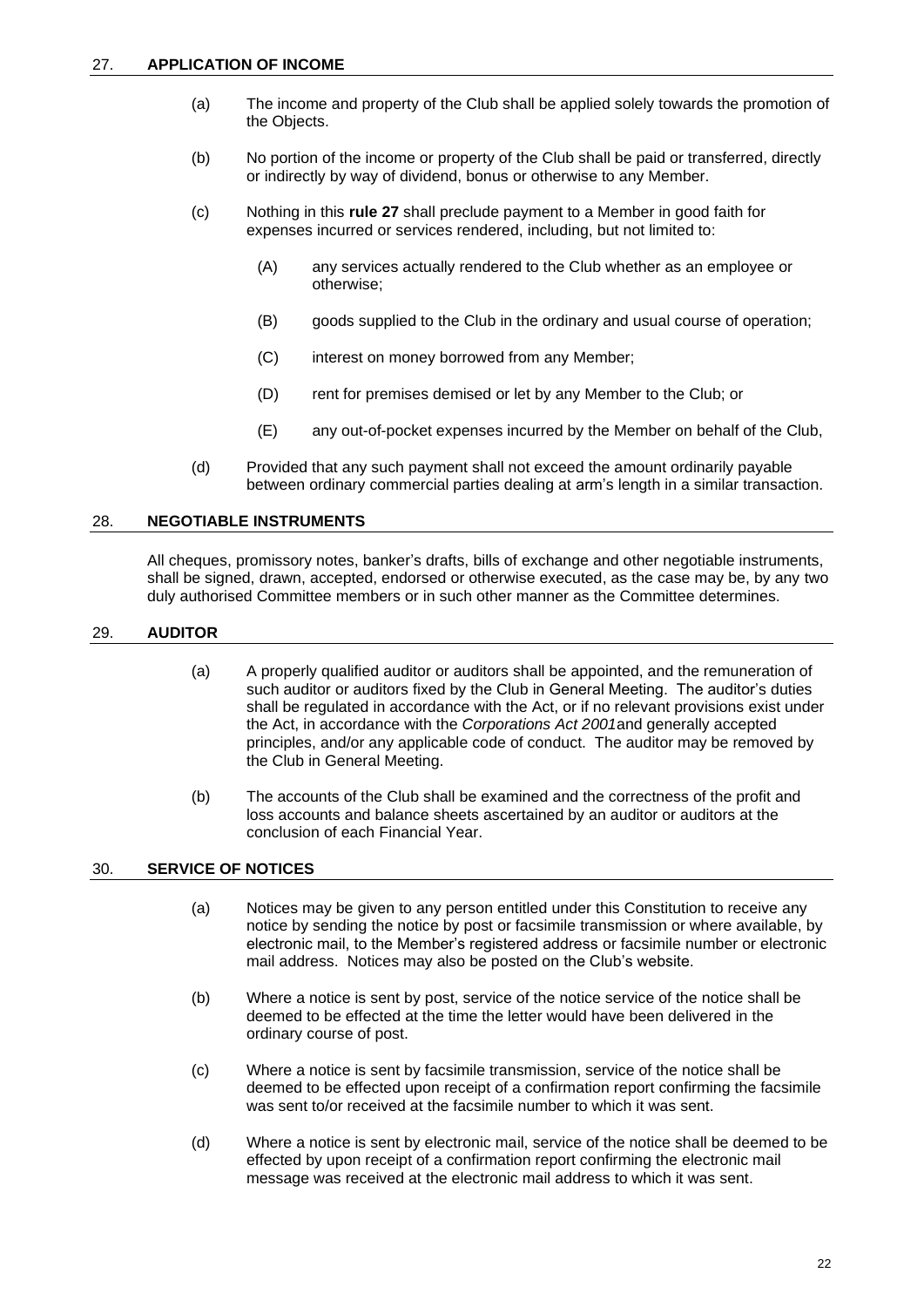## 27. APPLICATION OF INCOME

(a) The income and property of the Club shall be applied solely towards the promotion of the Objects.

(b) No portion of the income or property of the Club shall be paid or transferred, directly or indirectly by way of dividend, bonus or otherwise to any Member.

(c) Nothing in this **rule 27** shall preclude payment to a Member in good faith for expenses incurred or services rendered, including, but not limited to:

(A) any services actually rendered to the Club whether as an employee or otherwise;

(B) goods supplied to the Club in the ordinary and usual course of operation;

(C) interest on money borrowed from any Member;

(D) rent for premises demised or let by any Member to the Club; or

(E) any out-of-pocket expenses incurred by the Member on behalf of the Club,

(d) Provided that any such payment shall not exceed the amount ordinarily payable between ordinary commercial parties dealing at arm's length in a similar transaction.

## 28. NEGOTIABLE INSTRUMENTS

All cheques, promissory notes, banker's drafts, bills of exchange and other negotiable instruments, shall be signed, drawn, accepted, endorsed or otherwise executed, as the case may be, by any two duly authorised Committee members or in such other manner as the Committee determines.

## 29. AUDITOR

(a) A properly qualified auditor or auditors shall be appointed, and the remuneration of such auditor or auditors fixed by the Club in General Meeting. The auditor's duties shall be regulated in accordance with the Act, or if no relevant provisions exist under the Act, in accordance with the *Corporations Act 2001* and generally accepted principles, and/or any applicable code of conduct. The auditor may be removed by the Club in General Meeting.

(b) The accounts of the Club shall be examined and the correctness of the profit and loss accounts and balance sheets ascertained by an auditor or auditors at the conclusion of each Financial Year.

## 30. SERVICE OF NOTICES

(a) Notices may be given to any person entitled under this Constitution to receive any notice by sending the notice by post or facsimile transmission or where available, by electronic mail, to the Member's registered address or facsimile number or electronic mail address. Notices may also be posted on the Club's website.

(b) Where a notice is sent by post, service of the notice service of the notice shall be deemed to be effected at the time the letter would have been delivered in the ordinary course of post.

(c) Where a notice is sent by facsimile transmission, service of the notice shall be deemed to be effected upon receipt of a confirmation report confirming the facsimile was sent to/or received at the facsimile number to which it was sent.

(d) Where a notice is sent by electronic mail, service of the notice shall be deemed to be effected by upon receipt of a confirmation report confirming the electronic mail message was received at the electronic mail address to which it was sent.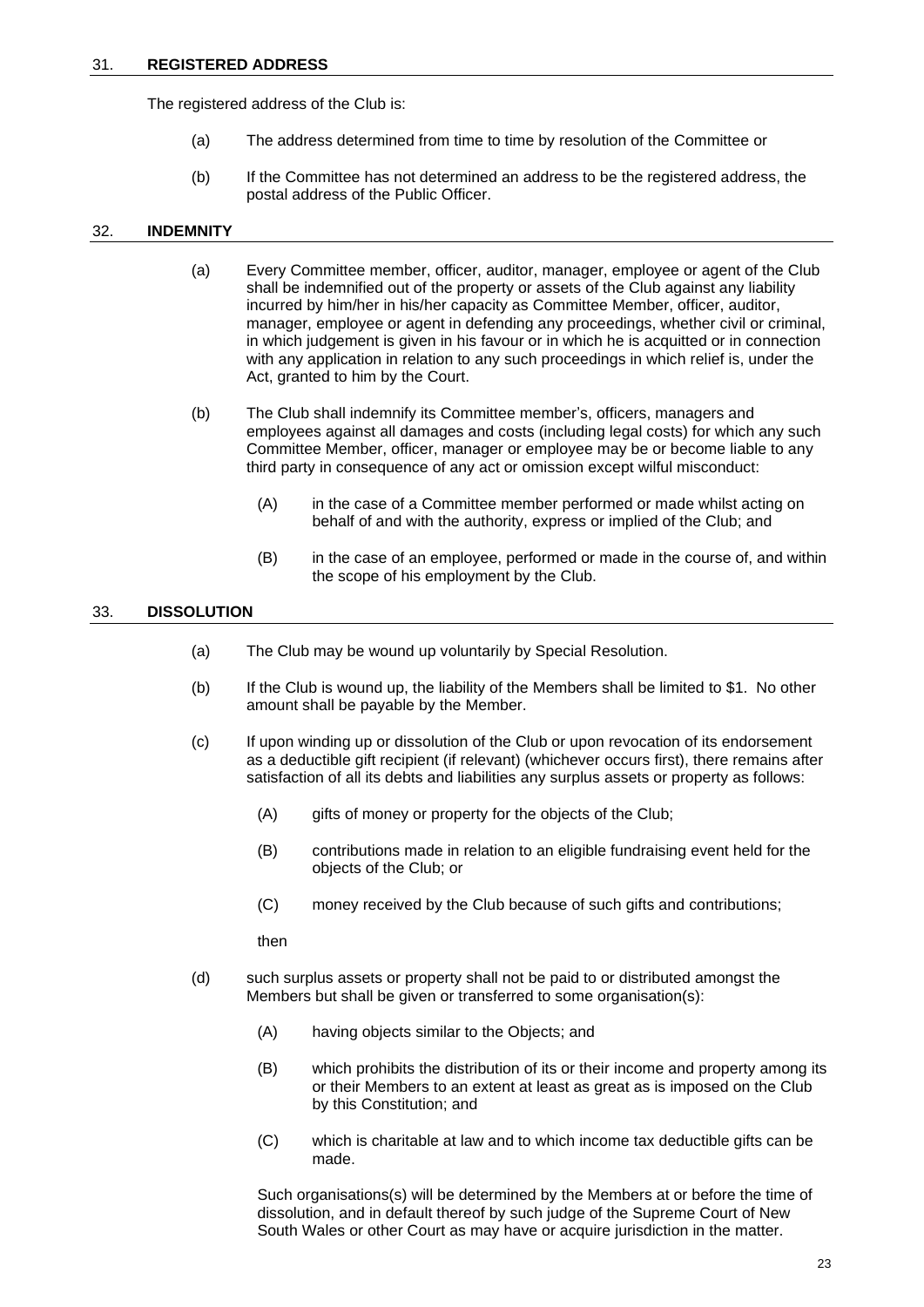## 31. REGISTERED ADDRESS

The registered address of the Club is:

(a) The address determined from time to time by resolution of the Committee or

(b) If the Committee has not determined an address to be the registered address, the postal address of the Public Officer.

## 32. INDEMNITY

(a) Every Committee member, officer, auditor, manager, employee or agent of the Club shall be indemnified out of the property or assets of the Club against any liability incurred by him/her in his/her capacity as Committee Member, officer, auditor, manager, employee or agent in defending any proceedings, whether civil or criminal, in which judgement is given in his favour or in which he is acquitted or in connection with any application in relation to any such proceedings in which relief is, under the Act, granted to him by the Court.

(b) The Club shall indemnify its Committee member's, officers, managers and employees against all damages and costs (including legal costs) for which any such Committee Member, officer, manager or employee may be or become liable to any third party in consequence of any act or omission except wilful misconduct:

  (A) in the case of a Committee member performed or made whilst acting on behalf of and with the authority, express or implied of the Club; and

  (B) in the case of an employee, performed or made in the course of, and within the scope of his employment by the Club.

## 33. DISSOLUTION

(a) The Club may be wound up voluntarily by Special Resolution.

(b) If the Club is wound up, the liability of the Members shall be limited to $1. No other amount shall be payable by the Member.

(c) If upon winding up or dissolution of the Club or upon revocation of its endorsement as a deductible gift recipient (if relevant) (whichever occurs first), there remains after satisfaction of all its debts and liabilities any surplus assets or property as follows:

  (A) gifts of money or property for the objects of the Club;

  (B) contributions made in relation to an eligible fundraising event held for the objects of the Club; or

  (C) money received by the Club because of such gifts and contributions;

  then

(d) such surplus assets or property shall not be paid to or distributed amongst the Members but shall be given or transferred to some organisation(s):

  (A) having objects similar to the Objects; and

  (B) which prohibits the distribution of its or their income and property among its or their Members to an extent at least as great as is imposed on the Club by this Constitution; and

  (C) which is charitable at law and to which income tax deductible gifts can be made.

  Such organisations(s) will be determined by the Members at or before the time of dissolution, and in default thereof by such judge of the Supreme Court of New South Wales or other Court as may have or acquire jurisdiction in the matter.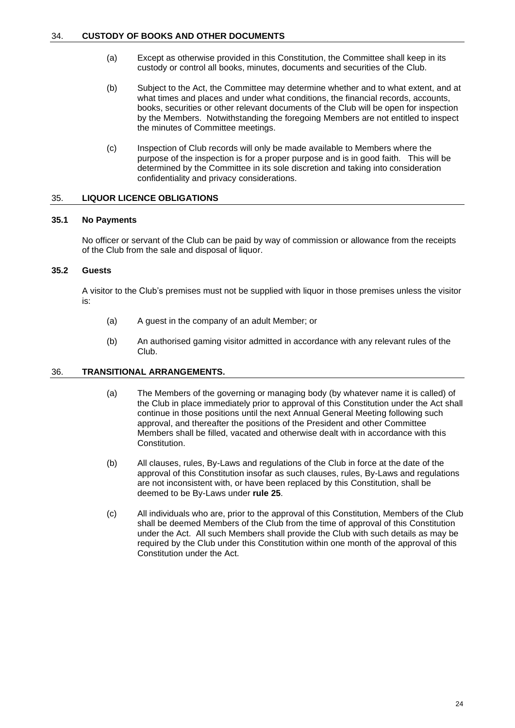## 34. CUSTODY OF BOOKS AND OTHER DOCUMENTS

(a) Except as otherwise provided in this Constitution, the Committee shall keep in its custody or control all books, minutes, documents and securities of the Club.

(b) Subject to the Act, the Committee may determine whether and to what extent, and at what times and places and under what conditions, the financial records, accounts, books, securities or other relevant documents of the Club will be open for inspection by the Members. Notwithstanding the foregoing Members are not entitled to inspect the minutes of Committee meetings.

(c) Inspection of Club records will only be made available to Members where the purpose of the inspection is for a proper purpose and is in good faith. This will be determined by the Committee in its sole discretion and taking into consideration confidentiality and privacy considerations.

## 35. LIQUOR LICENCE OBLIGATIONS

### 35.1 No Payments

No officer or servant of the Club can be paid by way of commission or allowance from the receipts of the Club from the sale and disposal of liquor.

### 35.2 Guests

A visitor to the Club's premises must not be supplied with liquor in those premises unless the visitor is:

(a) A guest in the company of an adult Member; or

(b) An authorised gaming visitor admitted in accordance with any relevant rules of the Club.

## 36. TRANSITIONAL ARRANGEMENTS.

(a) The Members of the governing or managing body (by whatever name it is called) of the Club in place immediately prior to approval of this Constitution under the Act shall continue in those positions until the next Annual General Meeting following such approval, and thereafter the positions of the President and other Committee Members shall be filled, vacated and otherwise dealt with in accordance with this Constitution.

(b) All clauses, rules, By-Laws and regulations of the Club in force at the date of the approval of this Constitution insofar as such clauses, rules, By-Laws and regulations are not inconsistent with, or have been replaced by this Constitution, shall be deemed to be By-Laws under **rule 25**.

(c) All individuals who are, prior to the approval of this Constitution, Members of the Club shall be deemed Members of the Club from the time of approval of this Constitution under the Act. All such Members shall provide the Club with such details as may be required by the Club under this Constitution within one month of the approval of this Constitution under the Act.